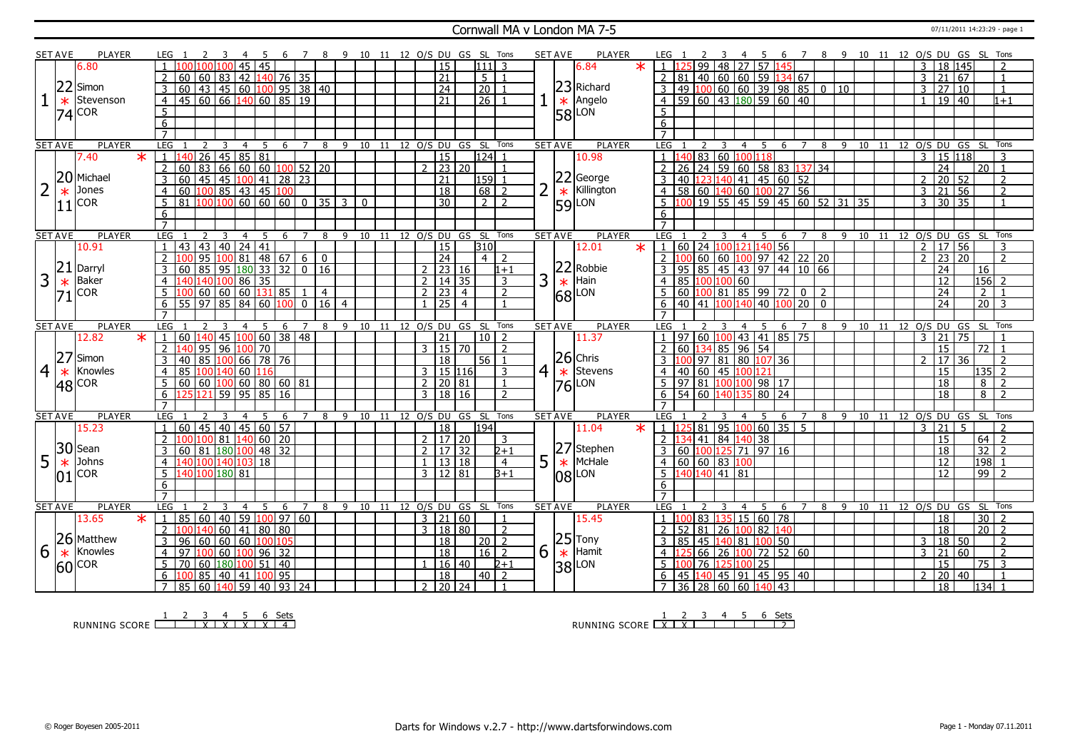# Cornwall MA v London MA 7-5

## Set 1

| SET AVE | PLAYER | LEG | 1 | 2 | 3 | 4 | 5 | 6 | 7 | 8 | 9 | 10 | 11 | 12 | O/S | DU | GS | SL | Tons |
|---|---|---|---|---|---|---|---|---|---|---|---|---|---|---|---|---|---|---|---|
| 6.80 | Simon Stevenson (22.74) COR | 1 | 100 | 100 | 100 | 45 | 45 | | | | | | | | | 15 | | 111 | 3 |
| | | 2 | 60 | 60 | 83 | 42 | 140 | 76 | 35 | | | | | | | 21 | | 5 | 1 |
| | | 3 | 60 | 43 | 45 | 60 | 100 | 95 | 38 | 40 | | | | | | 24 | | 20 | 1 |
| | | 4 | 45 | 60 | 66 | 140 | 60 | 85 | 19 | | | | | | | 21 | | 26 | 1 |

| SET AVE | PLAYER | LEG | 1 | 2 | 3 | 4 | 5 | 6 | 7 | 8 | 9 | 10 | 11 | 12 | O/S | DU | GS | SL | Tons |
|---|---|---|---|---|---|---|---|---|---|---|---|---|---|---|---|---|---|---|---|
| 6.84 * | Richard Angelo (23.58) LON | 1 | 125 | 99 | 48 | 27 | 57 | 145 | | | | | | | 3 | 18 | 145 | | 2 |
| | | 2 | 81 | 40 | 60 | 60 | 59 | 134 | 67 | | | | | | 3 | 21 | 67 | | 1 |
| | | 3 | 49 | 100 | 60 | 60 | 39 | 98 | 85 | 0 | 10 | | | | 3 | 27 | 10 | | 1 |
| | | 4 | 59 | 60 | 43 | 180 | 59 | 60 | 40 | | | | | | 1 | 19 | 40 | | 1+1 |

## Set 2

| SET AVE | PLAYER | LEG | 1 | 2 | 3 | 4 | 5 | 6 | 7 | 8 | 9 | 10 | 11 | 12 | O/S | DU | GS | SL | Tons |
|---|---|---|---|---|---|---|---|---|---|---|---|---|---|---|---|---|---|---|---|
| 7.40 * | Michael Jones (20.11) COR | 1 | 140 | 26 | 45 | 85 | 81 | | | | | | | | | 15 | | 124 | 1 |
| | | 2 | 60 | 83 | 66 | 60 | 60 | 100 | 52 | 20 | | | | | 2 | 23 | 20 | | 1 |
| | | 3 | 60 | 45 | 45 | 100 | 41 | 28 | 23 | | | | | | | 21 | | 159 | 1 |
| | | 4 | 60 | 100 | 85 | 43 | 45 | 100 | | | | | | | | 18 | | 68 | 2 |
| | | 5 | 81 | 100 | 100 | 60 | 60 | 60 | 0 | 35 | 3 | 0 | | | | 30 | | 2 | 2 |

| SET AVE | PLAYER | LEG | 1 | 2 | 3 | 4 | 5 | 6 | 7 | 8 | 9 | 10 | 11 | 12 | O/S | DU | GS | SL | Tons |
|---|---|---|---|---|---|---|---|---|---|---|---|---|---|---|---|---|---|---|---|
| 10.98 | George Killington (22.59) LON | 1 | 140 | 83 | 60 | 100 | 118 | | | | | | | | 3 | 15 | 118 | | 3 |
| | | 2 | 26 | 24 | 59 | 60 | 58 | 83 | 137 | 34 | | | | | | 24 | | 20 | 1 |
| | | 3 | 40 | 123 | 140 | 41 | 45 | 60 | 52 | | | | | | 2 | 20 | 52 | | 2 |
| | | 4 | 58 | 60 | 140 | 60 | 100 | 27 | 56 | | | | | | 3 | 21 | 56 | | 2 |
| | | 5 | 100 | 19 | 55 | 45 | 59 | 45 | 60 | 52 | 31 | 35 | | | 3 | 30 | 35 | | 1 |

## Set 3

| SET AVE | PLAYER | LEG | 1 | 2 | 3 | 4 | 5 | 6 | 7 | 8 | 9 | 10 | 11 | 12 | O/S | DU | GS | SL | Tons |
|---|---|---|---|---|---|---|---|---|---|---|---|---|---|---|---|---|---|---|---|
| 10.91 | Darryl Baker (21.71) COR | 1 | 43 | 43 | 40 | 24 | 41 | | | | | | | | | 15 | | 310 | |
| | | 2 | 100 | 95 | 100 | 81 | 48 | 67 | 6 | 0 | | | | | | 24 | | 4 | 2 |
| | | 3 | 60 | 85 | 95 | 180 | 33 | 32 | 0 | 16 | | | | | 2 | 23 | 16 | | 1+1 |
| | | 4 | 140 | 140 | 100 | 86 | 35 | | | | | | | | 2 | 14 | 35 | | 3 |
| | | 5 | 100 | 60 | 60 | 60 | 131 | 85 | 1 | 4 | | | | | 2 | 23 | 4 | | 2 |
| | | 6 | 55 | 97 | 85 | 84 | 60 | 100 | 0 | 16 | 4 | | | | 1 | 25 | 4 | | 1 |

| SET AVE | PLAYER | LEG | 1 | 2 | 3 | 4 | 5 | 6 | 7 | 8 | 9 | 10 | 11 | 12 | O/S | DU | GS | SL | Tons |
|---|---|---|---|---|---|---|---|---|---|---|---|---|---|---|---|---|---|---|---|
| 12.01 * | Robbie Hain (22.68) LON | 1 | 60 | 24 | 100 | 121 | 140 | 56 | | | | | | | 2 | 17 | 56 | | 3 |
| | | 2 | 100 | 60 | 60 | 100 | 97 | 42 | 22 | 20 | | | | | 2 | 23 | 20 | | 2 |
| | | 3 | 95 | 85 | 45 | 43 | 97 | 44 | 10 | 66 | | | | | | 24 | | 16 | |
| | | 4 | 85 | 100 | 100 | 60 | | | | | | | | | | 12 | | 156 | 2 |
| | | 5 | 60 | 100 | 81 | 85 | 99 | 72 | 0 | 2 | | | | | | 24 | | 2 | 1 |
| | | 6 | 40 | 41 | 100 | 140 | 40 | 100 | 20 | 0 | | | | | | 24 | | 20 | 3 |

## Set 4

| SET AVE | PLAYER | LEG | 1 | 2 | 3 | 4 | 5 | 6 | 7 | 8 | 9 | 10 | 11 | 12 | O/S | DU | GS | SL | Tons |
|---|---|---|---|---|---|---|---|---|---|---|---|---|---|---|---|---|---|---|---|
| 12.82 * | Simon Knowles (27.48) COR | 1 | 60 | 140 | 45 | 100 | 60 | 38 | 48 | | | | | | | 21 | | 10 | 2 |
| | | 2 | 140 | 95 | 96 | 100 | 70 | | | | | | | | 3 | 15 | 70 | | 2 |
| | | 3 | 40 | 85 | 100 | 66 | 78 | 76 | | | | | | | | 18 | | 56 | 1 |
| | | 4 | 85 | 100 | 140 | 60 | 116 | | | | | | | | 3 | 15 | 116 | | 3 |
| | | 5 | 60 | 60 | 100 | 60 | 80 | 60 | 81 | | | | | | 2 | 20 | 81 | | 1 |
| | | 6 | 125 | 121 | 59 | 95 | 85 | 16 | | | | | | | 3 | 18 | 16 | | 2 |

| SET AVE | PLAYER | LEG | 1 | 2 | 3 | 4 | 5 | 6 | 7 | 8 | 9 | 10 | 11 | 12 | O/S | DU | GS | SL | Tons |
|---|---|---|---|---|---|---|---|---|---|---|---|---|---|---|---|---|---|---|---|
| 11.37 | Chris Stevens (26.76) LON | 1 | 97 | 60 | 100 | 43 | 41 | 85 | 75 | | | | | | 3 | 21 | 75 | | 1 |
| | | 2 | 60 | 134 | 85 | 96 | 54 | | | | | | | | | 15 | | 72 | 1 |
| | | 3 | 100 | 97 | 81 | 80 | 107 | 36 | | | | | | | 2 | 17 | 36 | | 2 |
| | | 4 | 40 | 60 | 45 | 100 | 121 | | | | | | | | | 15 | | 135 | 2 |
| | | 5 | 97 | 81 | 100 | 100 | 98 | 17 | | | | | | | | 18 | | 8 | 2 |
| | | 6 | 54 | 60 | 140 | 135 | 80 | 24 | | | | | | | | 18 | | 8 | 2 |

## Set 5

| SET AVE | PLAYER | LEG | 1 | 2 | 3 | 4 | 5 | 6 | 7 | 8 | 9 | 10 | 11 | 12 | O/S | DU | GS | SL | Tons |
|---|---|---|---|---|---|---|---|---|---|---|---|---|---|---|---|---|---|---|---|
| 15.23 | Sean Johns (30.01) COR | 1 | 60 | 45 | 40 | 45 | 60 | 57 | | | | | | | | 18 | | 194 | |
| | | 2 | 100 | 100 | 81 | 140 | 60 | 20 | | | | | | | 2 | 17 | 20 | | 3 |
| | | 3 | 60 | 81 | 180 | 100 | 48 | 32 | | | | | | | 2 | 17 | 32 | | 2+1 |
| | | 4 | 140 | 100 | 140 | 103 | 18 | | | | | | | | 1 | 13 | 18 | | 4 |
| | | 5 | 140 | 100 | 180 | 81 | | | | | | | | | 3 | 12 | 81 | | 3+1 |

| SET AVE | PLAYER | LEG | 1 | 2 | 3 | 4 | 5 | 6 | 7 | 8 | 9 | 10 | 11 | 12 | O/S | DU | GS | SL | Tons |
|---|---|---|---|---|---|---|---|---|---|---|---|---|---|---|---|---|---|---|---|
| 11.04 * | Stephen McHale (27.08) LON | 1 | 125 | 81 | 95 | 100 | 60 | 35 | 5 | | | | | | 3 | 21 | 5 | | 2 |
| | | 2 | 134 | 41 | 84 | 140 | 38 | | | | | | | | | 15 | | 64 | 2 |
| | | 3 | 60 | 100 | 125 | 71 | 97 | 16 | | | | | | | | 18 | | 32 | 2 |
| | | 4 | 60 | 60 | 83 | 100 | | | | | | | | | | 12 | | 198 | 1 |
| | | 5 | 140 | 140 | 41 | 81 | | | | | | | | | | 12 | | 99 | 2 |

## Set 6

| SET AVE | PLAYER | LEG | 1 | 2 | 3 | 4 | 5 | 6 | 7 | 8 | 9 | 10 | 11 | 12 | O/S | DU | GS | SL | Tons |
|---|---|---|---|---|---|---|---|---|---|---|---|---|---|---|---|---|---|---|---|
| 13.65 * | Matthew Knowles (26.60) COR | 1 | 85 | 60 | 40 | 59 | 100 | 97 | 60 | | | | | | 3 | 21 | 60 | | 1 |
| | | 2 | 100 | 140 | 60 | 41 | 80 | 80 | | | | | | | 3 | 18 | 80 | | 2 |
| | | 3 | 96 | 60 | 60 | 60 | 100 | 105 | | | | | | | | 18 | | 20 | 2 |
| | | 4 | 97 | 100 | 60 | 100 | 96 | 32 | | | | | | | | 18 | | 16 | 2 |
| | | 5 | 70 | 60 | 180 | 100 | 51 | 40 | | | | | | | 1 | 16 | 40 | | 2+1 |
| | | 6 | 100 | 85 | 40 | 41 | 100 | 95 | | | | | | | | 18 | | 40 | 2 |
| | | 7 | 85 | 60 | 140 | 59 | 40 | 93 | 24 | | | | | | 2 | 20 | 24 | | 1 |

| SET AVE | PLAYER | LEG | 1 | 2 | 3 | 4 | 5 | 6 | 7 | 8 | 9 | 10 | 11 | 12 | O/S | DU | GS | SL | Tons |
|---|---|---|---|---|---|---|---|---|---|---|---|---|---|---|---|---|---|---|---|
| 15.45 | Tony Hamit (25.38) LON | 1 | 100 | 83 | 135 | 15 | 60 | 78 | | | | | | | | 18 | | 30 | 2 |
| | | 2 | 52 | 81 | 26 | 100 | 82 | 140 | | | | | | | | 18 | | 20 | 2 |
| | | 3 | 85 | 45 | 140 | 81 | 100 | 50 | | | | | | | 3 | 18 | 50 | | 2 |
| | | 4 | 125 | 66 | 26 | 100 | 72 | 52 | 60 | | | | | | 3 | 21 | 60 | | 2 |
| | | 5 | 100 | 76 | 125 | 100 | 25 | | | | | | | | | 15 | | 75 | 3 |
| | | 6 | 45 | 140 | 45 | 91 | 45 | 95 | 40 | | | | | | 2 | 20 | 40 | | 1 |
| | | 7 | 36 | 28 | 60 | 60 | 140 | 43 | | | | | | | | 18 | | 134 | 1 |

## Running Score

| | 1 | 2 | 3 | 4 | 5 | 6 | Sets |
|---|---|---|---|---|---|---|---|
| Cornwall MA | | | X | X | X | X | 4 |
| London MA | X | X | | | | | 2 |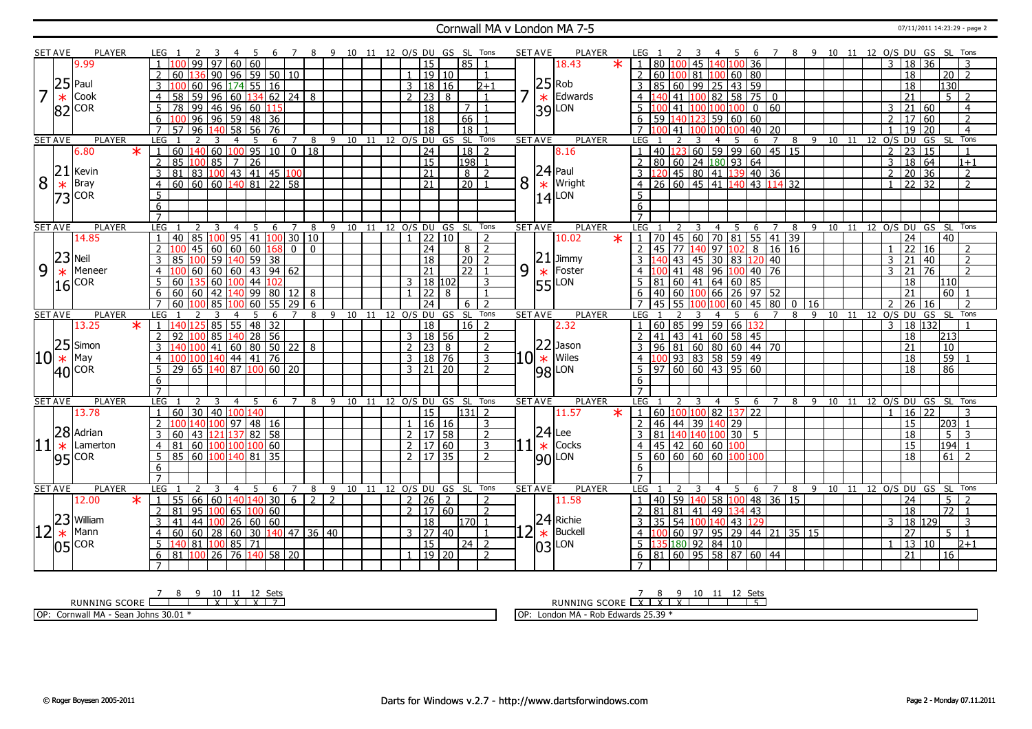# Cornwall MA v London MA 7-5

## Set 7

| SET AVE | PLAYER | LEG | 1 | 2 | 3 | 4 | 5 | 6 | 7 | 8 | 9 | 10 | 11 | 12 | O/S | DU | GS | SL | Tons |
|---|---|---|---|---|---|---|---|---|---|---|---|---|---|---|---|---|---|---|---|
| 9.99 | Paul Cook (COR) | 1 | 100 | 99 | 97 | 60 | 60 | | | | | | | | | 15 | | 85 | 1 |
| 25.82 | | 2 | 60 | 136 | 90 | 96 | 59 | 50 | 10 | | | | | | 1 | 19 | 10 | | 1 |
| | | 3 | 100 | 60 | 96 | 174 | 55 | 16 | | | | | | | 3 | 18 | 16 | | 2+1 |
| | | 4 | 58 | 59 | 96 | 60 | 134 | 62 | 24 | 8 | | | | | 2 | 23 | 8 | | 1 |
| | | 5 | 78 | 99 | 46 | 96 | 60 | 115 | | | | | | | | 18 | | 7 | 1 |
| | | 6 | 100 | 96 | 96 | 59 | 48 | 36 | | | | | | | | 18 | | 66 | 1 |
| | | 7 | 57 | 96 | 140 | 58 | 56 | 76 | | | | | | | | 18 | | 18 | 1 |

| SET AVE | PLAYER | LEG | 1 | 2 | 3 | 4 | 5 | 6 | 7 | 8 | 9 | 10 | 11 | 12 | O/S | DU | GS | SL | Tons |
|---|---|---|---|---|---|---|---|---|---|---|---|---|---|---|---|---|---|---|---|
| 18.43 * | Rob Edwards (LON) | 1 | 80 | 100 | 45 | 140 | 100 | 36 | | | | | | | 3 | 18 | 36 | | 3 |
| 25.39 | | 2 | 60 | 100 | 81 | 100 | 60 | 80 | | | | | | | | 18 | | 20 | 2 |
| | | 3 | 85 | 60 | 99 | 25 | 43 | 59 | | | | | | | | 18 | | 130 | |
| | | 4 | 140 | 41 | 100 | 82 | 58 | 75 | 0 | | | | | | | 21 | | 5 | 2 |
| | | 5 | 100 | 41 | 100 | 100 | 100 | 0 | 60 | | | | | | 3 | 21 | 60 | | 4 |
| | | 6 | 59 | 140 | 123 | 59 | 60 | 60 | | | | | | | 2 | 17 | 60 | | 2 |
| | | 7 | 100 | 41 | 100 | 100 | 100 | 40 | 20 | | | | | | 1 | 19 | 20 | | 4 |

## Set 8

| SET AVE | PLAYER | LEG | 1 | 2 | 3 | 4 | 5 | 6 | 7 | 8 | 9 | 10 | 11 | 12 | O/S | DU | GS | SL | Tons |
|---|---|---|---|---|---|---|---|---|---|---|---|---|---|---|---|---|---|---|---|
| 6.80 * | Kevin Bray (COR) | 1 | 60 | 140 | 60 | 100 | 95 | 10 | 0 | 18 | | | | | | 24 | | 18 | 2 |
| 21.73 | | 2 | 85 | 100 | 85 | 7 | 26 | | | | | | | | | 15 | | 198 | 1 |
| | | 3 | 81 | 83 | 100 | 43 | 41 | 45 | 100 | | | | | | | 21 | | 8 | 2 |
| | | 4 | 60 | 60 | 60 | 140 | 81 | 22 | 58 | | | | | | | 21 | | 20 | 1 |
| | | 5 | | | | | | | | | | | | | | | | | |
| | | 6 | | | | | | | | | | | | | | | | | |
| | | 7 | | | | | | | | | | | | | | | | | |

| SET AVE | PLAYER | LEG | 1 | 2 | 3 | 4 | 5 | 6 | 7 | 8 | 9 | 10 | 11 | 12 | O/S | DU | GS | SL | Tons |
|---|---|---|---|---|---|---|---|---|---|---|---|---|---|---|---|---|---|---|---|
| 8.16 | Paul Wright (LON) | 1 | 40 | 123 | 60 | 59 | 99 | 60 | 45 | 15 | | | | | 2 | 23 | 15 | | 1 |
| 24.14 | | 2 | 80 | 60 | 24 | 180 | 93 | 64 | | | | | | | 3 | 18 | 64 | | 1+1 |
| | | 3 | 120 | 45 | 80 | 41 | 139 | 40 | 36 | | | | | | 2 | 20 | 36 | | 2 |
| | | 4 | 26 | 60 | 45 | 41 | 140 | 43 | 114 | 32 | | | | | 1 | 22 | 32 | | 2 |
| | | 5 | | | | | | | | | | | | | | | | | |
| | | 6 | | | | | | | | | | | | | | | | | |
| | | 7 | | | | | | | | | | | | | | | | | |

## Set 9

| SET AVE | PLAYER | LEG | 1 | 2 | 3 | 4 | 5 | 6 | 7 | 8 | 9 | 10 | 11 | 12 | O/S | DU | GS | SL | Tons |
|---|---|---|---|---|---|---|---|---|---|---|---|---|---|---|---|---|---|---|---|
| 14.85 | Neil Meneer (COR) | 1 | 40 | 85 | 100 | 95 | 41 | 100 | 30 | 10 | | | | | 1 | 22 | 10 | | 2 |
| 23.16 | | 2 | 100 | 45 | 60 | 60 | 60 | 168 | 0 | 0 | | | | | | 24 | | 8 | 2 |
| | | 3 | 85 | 100 | 59 | 140 | 59 | 38 | | | | | | | | 18 | | 20 | 2 |
| | | 4 | 100 | 60 | 60 | 60 | 43 | 94 | 62 | | | | | | | 21 | | 22 | 1 |
| | | 5 | 60 | 135 | 60 | 100 | 44 | 102 | | | | | | | 3 | 18 | 102 | | 3 |
| | | 6 | 60 | 60 | 42 | 140 | 99 | 80 | 12 | 8 | | | | | 1 | 22 | 8 | | 1 |
| | | 7 | 60 | 100 | 85 | 100 | 60 | 55 | 29 | 6 | | | | | | 24 | | 6 | 2 |

| SET AVE | PLAYER | LEG | 1 | 2 | 3 | 4 | 5 | 6 | 7 | 8 | 9 | 10 | 11 | 12 | O/S | DU | GS | SL | Tons |
|---|---|---|---|---|---|---|---|---|---|---|---|---|---|---|---|---|---|---|---|
| 10.02 * | Jimmy Foster (LON) | 1 | 70 | 45 | 60 | 70 | 81 | 55 | 41 | 39 | | | | | | 24 | | 40 | |
| 21.55 | | 2 | 45 | 77 | 140 | 97 | 102 | 8 | 16 | 16 | | | | | 1 | 22 | 16 | | 2 |
| | | 3 | 140 | 43 | 45 | 30 | 83 | 120 | 40 | | | | | | 3 | 21 | 40 | | 2 |
| | | 4 | 100 | 41 | 48 | 96 | 100 | 40 | 76 | | | | | | 3 | 21 | 76 | | 2 |
| | | 5 | 81 | 60 | 41 | 64 | 60 | 85 | | | | | | | | 18 | | 110 | |
| | | 6 | 40 | 60 | 100 | 66 | 26 | 97 | 52 | | | | | | | 21 | | 60 | 1 |
| | | 7 | 45 | 55 | 100 | 100 | 60 | 45 | 80 | 0 | 16 | | | | 2 | 26 | 16 | | 2 |

## Set 10

| SET AVE | PLAYER | LEG | 1 | 2 | 3 | 4 | 5 | 6 | 7 | 8 | 9 | 10 | 11 | 12 | O/S | DU | GS | SL | Tons |
|---|---|---|---|---|---|---|---|---|---|---|---|---|---|---|---|---|---|---|---|
| 13.25 * | Simon May (COR) | 1 | 140 | 125 | 85 | 55 | 48 | 32 | | | | | | | | 18 | | 16 | 2 |
| 25.40 | | 2 | 92 | 100 | 85 | 140 | 28 | 56 | | | | | | | 3 | 18 | 56 | | 2 |
| | | 3 | 140 | 100 | 41 | 60 | 80 | 50 | 22 | 8 | | | | | 2 | 23 | 8 | | 2 |
| | | 4 | 100 | 100 | 140 | 44 | 41 | 76 | | | | | | | 3 | 18 | 76 | | 3 |
| | | 5 | 29 | 65 | 140 | 87 | 100 | 60 | 20 | | | | | | 3 | 21 | 20 | | 2 |
| | | 6 | | | | | | | | | | | | | | | | | |
| | | 7 | | | | | | | | | | | | | | | | | |

| SET AVE | PLAYER | LEG | 1 | 2 | 3 | 4 | 5 | 6 | 7 | 8 | 9 | 10 | 11 | 12 | O/S | DU | GS | SL | Tons |
|---|---|---|---|---|---|---|---|---|---|---|---|---|---|---|---|---|---|---|---|
| 2.32 | Jason Wiles (LON) | 1 | 60 | 85 | 99 | 59 | 66 | 132 | | | | | | | 3 | 18 | 132 | | 1 |
| 22.98 | | 2 | 41 | 43 | 41 | 60 | 58 | 45 | | | | | | | | 18 | | 213 | |
| | | 3 | 96 | 81 | 60 | 80 | 60 | 44 | 70 | | | | | | | 21 | | 10 | |
| | | 4 | 100 | 93 | 83 | 58 | 59 | 49 | | | | | | | | 18 | | 59 | 1 |
| | | 5 | 97 | 60 | 60 | 43 | 95 | 60 | | | | | | | | 18 | | 86 | |
| | | 6 | | | | | | | | | | | | | | | | | |
| | | 7 | | | | | | | | | | | | | | | | | |

## Set 11

| SET AVE | PLAYER | LEG | 1 | 2 | 3 | 4 | 5 | 6 | 7 | 8 | 9 | 10 | 11 | 12 | O/S | DU | GS | SL | Tons |
|---|---|---|---|---|---|---|---|---|---|---|---|---|---|---|---|---|---|---|---|
| 13.78 | Adrian Lamerton (COR) | 1 | 60 | 30 | 40 | 100 | 140 | | | | | | | | | 15 | | 131 | 2 |
| 28.95 | | 2 | 100 | 140 | 100 | 97 | 48 | 16 | | | | | | | 1 | 16 | 16 | | 3 |
| | | 3 | 60 | 43 | 121 | 137 | 82 | 58 | | | | | | | 2 | 17 | 58 | | 2 |
| | | 4 | 81 | 60 | 100 | 100 | 100 | 60 | | | | | | | 2 | 17 | 60 | | 3 |
| | | 5 | 85 | 60 | 100 | 140 | 81 | 35 | | | | | | | 2 | 17 | 35 | | 2 |
| | | 6 | | | | | | | | | | | | | | | | | |
| | | 7 | | | | | | | | | | | | | | | | | |

| SET AVE | PLAYER | LEG | 1 | 2 | 3 | 4 | 5 | 6 | 7 | 8 | 9 | 10 | 11 | 12 | O/S | DU | GS | SL | Tons |
|---|---|---|---|---|---|---|---|---|---|---|---|---|---|---|---|---|---|---|---|
| 11.57 * | Lee Cocks (LON) | 1 | 60 | 100 | 100 | 82 | 137 | 22 | | | | | | | 1 | 16 | 22 | | 3 |
| 24.90 | | 2 | 46 | 44 | 39 | 140 | 29 | | | | | | | | | 15 | | 203 | 1 |
| | | 3 | 81 | 140 | 140 | 100 | 30 | 5 | | | | | | | | 18 | | 5 | 3 |
| | | 4 | 45 | 42 | 60 | 60 | 100 | | | | | | | | | 15 | | 194 | 1 |
| | | 5 | 60 | 60 | 60 | 60 | 100 | 100 | | | | | | | | 18 | | 61 | 2 |
| | | 6 | | | | | | | | | | | | | | | | | |
| | | 7 | | | | | | | | | | | | | | | | | |

## Set 12

| SET AVE | PLAYER | LEG | 1 | 2 | 3 | 4 | 5 | 6 | 7 | 8 | 9 | 10 | 11 | 12 | O/S | DU | GS | SL | Tons |
|---|---|---|---|---|---|---|---|---|---|---|---|---|---|---|---|---|---|---|---|
| 12.00 * | William Mann (COR) | 1 | 55 | 66 | 60 | 140 | 140 | 30 | 6 | 2 | 2 | | | | 2 | 26 | 2 | | 2 |
| 23.05 | | 2 | 81 | 95 | 100 | 65 | 100 | 60 | | | | | | | 2 | 17 | 60 | | 2 |
| | | 3 | 41 | 44 | 100 | 26 | 60 | 60 | | | | | | | | 18 | | 170 | 1 |
| | | 4 | 60 | 60 | 28 | 60 | 30 | 140 | 47 | 36 | 40 | | | | 3 | 27 | 40 | | 1 |
| | | 5 | 140 | 81 | 100 | 85 | 71 | | | | | | | | | 15 | | 24 | 2 |
| | | 6 | 81 | 100 | 26 | 76 | 140 | 58 | 20 | | | | | | 1 | 19 | 20 | | 2 |
| | | 7 | | | | | | | | | | | | | | | | | |

| SET AVE | PLAYER | LEG | 1 | 2 | 3 | 4 | 5 | 6 | 7 | 8 | 9 | 10 | 11 | 12 | O/S | DU | GS | SL | Tons |
|---|---|---|---|---|---|---|---|---|---|---|---|---|---|---|---|---|---|---|---|
| 11.58 | Richie Buckell (LON) | 1 | 40 | 59 | 140 | 58 | 100 | 48 | 36 | 15 | | | | | | 24 | | 5 | 2 |
| 24.03 | | 2 | 81 | 81 | 41 | 49 | 134 | 43 | | | | | | | | 18 | | 72 | 1 |
| | | 3 | 35 | 54 | 100 | 140 | 43 | 129 | | | | | | | 3 | 18 | 129 | | 3 |
| | | 4 | 100 | 60 | 97 | 95 | 29 | 44 | 21 | 35 | 15 | | | | | 27 | | 5 | 1 |
| | | 5 | 135 | 180 | 92 | 84 | 10 | | | | | | | | 1 | 13 | 10 | | 2+1 |
| | | 6 | 81 | 60 | 95 | 58 | 87 | 60 | 44 | | | | | | | 21 | | 16 | |
| | | 7 | | | | | | | | | | | | | | | | | |

## Running Score

| RUNNING SCORE | 7 | 8 | 9 | 10 | 11 | 12 | Sets |
|---|---|---|---|---|---|---|---|
| Cornwall MA | | | | X | X | X | 7 |
| London MA | X | X | X | | | | 5 |

OP: Cornwall MA - Sean Johns 30.01 *

OP: London MA - Rob Edwards 25.39 *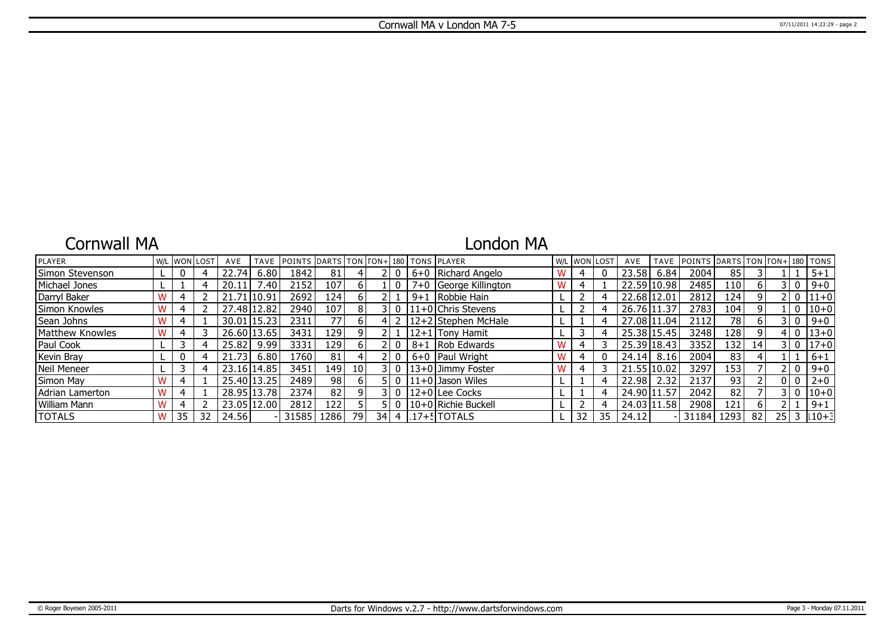Cornwall MA v London MA 7-5

## Cornwall MA

## London MA

| PLAYER | W/L | WON | LOST | AVE | TAVE | POINTS | DARTS | TON | TON+ | 180 | TONS | PLAYER | W/L | WON | LOST | AVE | TAVE | POINTS | DARTS | TON | TON+ | 180 | TONS |
|---|---|---|---|---|---|---|---|---|---|---|---|---|---|---|---|---|---|---|---|---|---|---|---|
| Simon Stevenson | L | 0 | 4 | 22.74 | 6.80 | 1842 | 81 | 4 | 2 | 0 | 6+0 | Richard Angelo | W | 4 | 0 | 23.58 | 6.84 | 2004 | 85 | 3 | 1 | 1 | 5+1 |
| Michael Jones | L | 1 | 4 | 20.11 | 7.40 | 2152 | 107 | 6 | 1 | 0 | 7+0 | George Killington | W | 4 | 1 | 22.59 | 10.98 | 2485 | 110 | 6 | 3 | 0 | 9+0 |
| Darryl Baker | W | 4 | 2 | 21.71 | 10.91 | 2692 | 124 | 6 | 2 | 1 | 9+1 | Robbie Hain | L | 2 | 4 | 22.68 | 12.01 | 2812 | 124 | 9 | 2 | 0 | 11+0 |
| Simon Knowles | W | 4 | 2 | 27.48 | 12.82 | 2940 | 107 | 8 | 3 | 0 | 11+0 | Chris Stevens | L | 2 | 4 | 26.76 | 11.37 | 2783 | 104 | 9 | 1 | 0 | 10+0 |
| Sean Johns | W | 4 | 1 | 30.01 | 15.23 | 2311 | 77 | 6 | 4 | 2 | 12+2 | Stephen McHale | L | 1 | 4 | 27.08 | 11.04 | 2112 | 78 | 6 | 3 | 0 | 9+0 |
| Matthew Knowles | W | 4 | 3 | 26.60 | 13.65 | 3431 | 129 | 9 | 2 | 1 | 12+1 | Tony Hamit | L | 3 | 4 | 25.38 | 15.45 | 3248 | 128 | 9 | 4 | 0 | 13+0 |
| Paul Cook | L | 3 | 4 | 25.82 | 9.99 | 3331 | 129 | 6 | 2 | 0 | 8+1 | Rob Edwards | W | 4 | 3 | 25.39 | 18.43 | 3352 | 132 | 14 | 3 | 0 | 17+0 |
| Kevin Bray | L | 0 | 4 | 21.73 | 6.80 | 1760 | 81 | 4 | 2 | 0 | 6+0 | Paul Wright | W | 4 | 0 | 24.14 | 8.16 | 2004 | 83 | 4 | 1 | 1 | 6+1 |
| Neil Meneer | L | 3 | 4 | 23.16 | 14.85 | 3451 | 149 | 10 | 3 | 0 | 13+0 | Jimmy Foster | W | 4 | 3 | 21.55 | 10.02 | 3297 | 153 | 7 | 2 | 0 | 9+0 |
| Simon May | W | 4 | 1 | 25.40 | 13.25 | 2489 | 98 | 6 | 5 | 0 | 11+0 | Jason Wiles | L | 1 | 4 | 22.98 | 2.32 | 2137 | 93 | 2 | 0 | 0 | 2+0 |
| Adrian Lamerton | W | 4 | 1 | 28.95 | 13.78 | 2374 | 82 | 9 | 3 | 0 | 12+0 | Lee Cocks | L | 1 | 4 | 24.90 | 11.57 | 2042 | 82 | 7 | 3 | 0 | 10+0 |
| William Mann | W | 4 | 2 | 23.05 | 12.00 | 2812 | 122 | 5 | 5 | 0 | 10+0 | Richie Buckell | L | 2 | 4 | 24.03 | 11.58 | 2908 | 121 | 6 | 2 | 1 | 9+1 |
| TOTALS | W | 35 | 32 | 24.56 | - | 31585 | 1286 | 79 | 34 | 4 | 117+5 | TOTALS | L | 32 | 35 | 24.12 | - | 31184 | 1293 | 82 | 25 | 3 | 110+3 |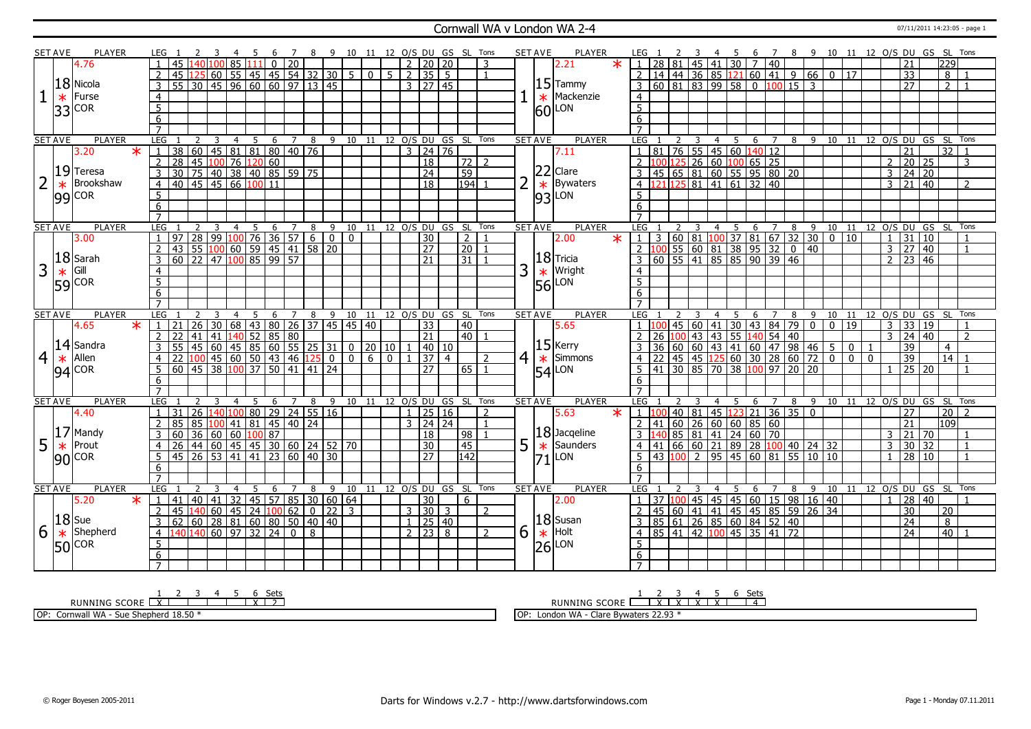# Cornwall WA v London WA 2-4

07/11/2011 14:23:05 - page 1

## Set 1

| SET AVE | PLAYER | LEG | 1 | 2 | 3 | 4 | 5 | 6 | 7 | 8 | 9 | 10 | 11 | 12 | O/S | DU | GS | SL | Tons |
|---|---|---|---|---|---|---|---|---|---|---|---|---|---|---|---|---|---|---|---|
| 4.76 | Nicola Furse (COR) 18.33 | 1 | 45 | 140 | 100 | 85 | 111 | 0 | 20 | | | | | | 2 | 20 | 20 | | 3 |
| | | 2 | 45 | 125 | 60 | 55 | 45 | 45 | 54 | 32 | 30 | 5 | 0 | 5 | 2 | 35 | 5 | | 1 |
| | | 3 | 55 | 30 | 45 | 96 | 60 | 60 | 97 | 13 | 45 | | | | 3 | 27 | 45 | | |

| SET AVE | PLAYER | LEG | 1 | 2 | 3 | 4 | 5 | 6 | 7 | 8 | 9 | 10 | 11 | 12 | O/S | DU | GS | SL | Tons |
|---|---|---|---|---|---|---|---|---|---|---|---|---|---|---|---|---|---|---|---|
| 2.21 * | Tammy Mackenzie (LON) 15.60 | 1 | 28 | 81 | 45 | 41 | 30 | 7 | 40 | | | | | | | 21 | | 229 | |
| | | 2 | 14 | 44 | 36 | 85 | 121 | 60 | 41 | 9 | 66 | 0 | 17 | | | 33 | | 8 | 1 |
| | | 3 | 60 | 81 | 83 | 99 | 58 | 0 | 100 | 15 | 3 | | | | | 27 | | 2 | 1 |

## Set 2

| SET AVE | PLAYER | LEG | 1 | 2 | 3 | 4 | 5 | 6 | 7 | 8 | 9 | 10 | 11 | 12 | O/S | DU | GS | SL | Tons |
|---|---|---|---|---|---|---|---|---|---|---|---|---|---|---|---|---|---|---|---|
| 3.20 * | Teresa Brookshaw (COR) 19.99 | 1 | 38 | 60 | 45 | 81 | 81 | 80 | 40 | 76 | | | | | 3 | 24 | 76 | | |
| | | 2 | 28 | 45 | 100 | 76 | 120 | 60 | | | | | | | | 18 | | 72 | 2 |
| | | 3 | 30 | 75 | 40 | 38 | 40 | 85 | 59 | 75 | | | | | | 24 | | 59 | |
| | | 4 | 40 | 45 | 45 | 66 | 100 | 11 | | | | | | | | 18 | | 194 | 1 |

| SET AVE | PLAYER | LEG | 1 | 2 | 3 | 4 | 5 | 6 | 7 | 8 | 9 | 10 | 11 | 12 | O/S | DU | GS | SL | Tons |
|---|---|---|---|---|---|---|---|---|---|---|---|---|---|---|---|---|---|---|---|
| 7.11 | Clare Bywaters (LON) 22.93 | 1 | 81 | 76 | 55 | 45 | 60 | 140 | 12 | | | | | | | 21 | | 32 | 1 |
| | | 2 | 100 | 125 | 26 | 60 | 100 | 65 | 25 | | | | | | 2 | 20 | 25 | | 3 |
| | | 3 | 45 | 65 | 81 | 60 | 55 | 95 | 80 | 20 | | | | | 3 | 24 | 20 | | |
| | | 4 | 121 | 125 | 81 | 41 | 61 | 32 | 40 | | | | | | 3 | 21 | 40 | | 2 |

## Set 3

| SET AVE | PLAYER | LEG | 1 | 2 | 3 | 4 | 5 | 6 | 7 | 8 | 9 | 10 | 11 | 12 | O/S | DU | GS | SL | Tons |
|---|---|---|---|---|---|---|---|---|---|---|---|---|---|---|---|---|---|---|---|
| 3.00 | Sarah Gill (COR) 18.59 | 1 | 97 | 28 | 99 | 100 | 76 | 36 | 57 | 6 | 0 | 0 | | | | 30 | | 2 | 1 |
| | | 2 | 43 | 55 | 100 | 60 | 59 | 45 | 41 | 58 | 20 | | | | | 27 | | 20 | 1 |
| | | 3 | 60 | 22 | 47 | 100 | 85 | 99 | 57 | | | | | | | 21 | | 31 | 1 |

| SET AVE | PLAYER | LEG | 1 | 2 | 3 | 4 | 5 | 6 | 7 | 8 | 9 | 10 | 11 | 12 | O/S | DU | GS | SL | Tons |
|---|---|---|---|---|---|---|---|---|---|---|---|---|---|---|---|---|---|---|---|
| 2.00 * | Tricia Wright (LON) 18.56 | 1 | 3 | 60 | 81 | 100 | 37 | 81 | 67 | 32 | 30 | 0 | 10 | | 1 | 31 | 10 | | 1 |
| | | 2 | 100 | 55 | 60 | 81 | 38 | 95 | 32 | 0 | 40 | | | | 3 | 27 | 40 | | 1 |
| | | 3 | 60 | 55 | 41 | 85 | 85 | 90 | 39 | 46 | | | | | 2 | 23 | 46 | | |

## Set 4

| SET AVE | PLAYER | LEG | 1 | 2 | 3 | 4 | 5 | 6 | 7 | 8 | 9 | 10 | 11 | 12 | O/S | DU | GS | SL | Tons |
|---|---|---|---|---|---|---|---|---|---|---|---|---|---|---|---|---|---|---|---|
| 4.65 * | Sandra Allen (COR) 14.94 | 1 | 21 | 26 | 30 | 68 | 43 | 80 | 26 | 37 | 45 | 45 | 40 | | | 33 | | 40 | |
| | | 2 | 22 | 41 | 41 | 140 | 52 | 85 | 80 | | | | | | | 21 | | 40 | 1 |
| | | 3 | 55 | 45 | 60 | 45 | 85 | 60 | 55 | 25 | 31 | 0 | 20 | 10 | 1 | 40 | 10 | | |
| | | 4 | 22 | 100 | 45 | 60 | 50 | 43 | 46 | 125 | 0 | 0 | 6 | 0 | 1 | 37 | 4 | | 2 |
| | | 5 | 60 | 45 | 38 | 100 | 37 | 50 | 41 | 41 | 24 | | | | | 27 | | 65 | 1 |

| SET AVE | PLAYER | LEG | 1 | 2 | 3 | 4 | 5 | 6 | 7 | 8 | 9 | 10 | 11 | 12 | O/S | DU | GS | SL | Tons |
|---|---|---|---|---|---|---|---|---|---|---|---|---|---|---|---|---|---|---|---|
| 5.65 | Kerry Simmons (LON) 15.54 | 1 | 100 | 45 | 60 | 41 | 30 | 43 | 84 | 79 | 0 | 0 | 19 | | 3 | 33 | 19 | | 1 |
| | | 2 | 26 | 100 | 43 | 43 | 55 | 140 | 54 | 40 | | | | | 3 | 24 | 40 | | 2 |
| | | 3 | 36 | 60 | 60 | 43 | 41 | 60 | 47 | 98 | 46 | 5 | 0 | 1 | | 39 | | 4 | |
| | | 4 | 22 | 45 | 45 | 125 | 60 | 30 | 28 | 60 | 72 | 0 | 0 | 0 | | 39 | | 14 | 1 |
| | | 5 | 41 | 30 | 85 | 70 | 38 | 100 | 97 | 20 | 20 | | | | 1 | 25 | 20 | | 1 |

## Set 5

| SET AVE | PLAYER | LEG | 1 | 2 | 3 | 4 | 5 | 6 | 7 | 8 | 9 | 10 | 11 | 12 | O/S | DU | GS | SL | Tons |
|---|---|---|---|---|---|---|---|---|---|---|---|---|---|---|---|---|---|---|---|
| 4.40 | Mandy Prout (COR) 17.90 | 1 | 31 | 26 | 140 | 100 | 80 | 29 | 24 | 55 | 16 | | | | 1 | 25 | 16 | | 2 |
| | | 2 | 85 | 85 | 100 | 41 | 81 | 45 | 40 | 24 | | | | | 3 | 24 | 24 | | 1 |
| | | 3 | 60 | 36 | 60 | 60 | 100 | 87 | | | | | | | | 18 | | 98 | 1 |
| | | 4 | 26 | 44 | 60 | 45 | 45 | 30 | 60 | 24 | 52 | 70 | | | | 30 | | 45 | |
| | | 5 | 45 | 26 | 53 | 41 | 41 | 23 | 60 | 40 | 30 | | | | | 27 | | 142 | |

| SET AVE | PLAYER | LEG | 1 | 2 | 3 | 4 | 5 | 6 | 7 | 8 | 9 | 10 | 11 | 12 | O/S | DU | GS | SL | Tons |
|---|---|---|---|---|---|---|---|---|---|---|---|---|---|---|---|---|---|---|---|
| 5.63 * | Jacqeline Saunders (LON) 18.71 | 1 | 100 | 40 | 81 | 45 | 123 | 21 | 36 | 35 | 0 | | | | | 27 | | 20 | 2 |
| | | 2 | 41 | 60 | 26 | 60 | 60 | 85 | 60 | | | | | | | 21 | | 109 | |
| | | 3 | 140 | 85 | 81 | 41 | 24 | 60 | 70 | | | | | | 3 | 21 | 70 | | 1 |
| | | 4 | 41 | 66 | 60 | 21 | 89 | 28 | 100 | 40 | 24 | 32 | | | 3 | 30 | 32 | | 1 |
| | | 5 | 43 | 100 | 2 | 95 | 45 | 60 | 81 | 55 | 10 | 10 | | | 1 | 28 | 10 | | 1 |

## Set 6

| SET AVE | PLAYER | LEG | 1 | 2 | 3 | 4 | 5 | 6 | 7 | 8 | 9 | 10 | 11 | 12 | O/S | DU | GS | SL | Tons |
|---|---|---|---|---|---|---|---|---|---|---|---|---|---|---|---|---|---|---|---|
| 5.20 * | Sue Shepherd (COR) 18.50 | 1 | 41 | 40 | 41 | 32 | 45 | 57 | 85 | 30 | 60 | 64 | | | | 30 | | 6 | |
| | | 2 | 45 | 140 | 60 | 45 | 24 | 100 | 62 | 0 | 22 | 3 | | | 3 | 30 | 3 | | 2 |
| | | 3 | 62 | 60 | 28 | 81 | 60 | 80 | 50 | 40 | 40 | | | | 1 | 25 | 40 | | |
| | | 4 | 140 | 140 | 60 | 97 | 32 | 24 | 0 | 8 | | | | | 2 | 23 | 8 | | 2 |

| SET AVE | PLAYER | LEG | 1 | 2 | 3 | 4 | 5 | 6 | 7 | 8 | 9 | 10 | 11 | 12 | O/S | DU | GS | SL | Tons |
|---|---|---|---|---|---|---|---|---|---|---|---|---|---|---|---|---|---|---|---|
| 2.00 | Susan Holt (LON) 18.26 | 1 | 37 | 100 | 45 | 45 | 45 | 60 | 15 | 98 | 16 | 40 | | | 1 | 28 | 40 | | 1 |
| | | 2 | 45 | 60 | 41 | 41 | 45 | 45 | 85 | 59 | 26 | 34 | | | | 30 | | 20 | |
| | | 3 | 85 | 61 | 26 | 85 | 60 | 84 | 52 | 40 | | | | | | 24 | | 8 | |
| | | 4 | 85 | 41 | 42 | 100 | 45 | 35 | 41 | 72 | | | | | | 24 | | 40 | 1 |

## Running Score

| RUNNING SCORE | 1 | 2 | 3 | 4 | 5 | 6 | Sets |
|---|---|---|---|---|---|---|---|
| Cornwall WA | X | | | | | X | 2 |
| London WA | | X | X | X | X | | 4 |

OP: Cornwall WA - Sue Shepherd 18.50 *

OP: London WA - Clare Bywaters 22.93 *

© Roger Boyesen 2005-2011 | Darts for Windows v.2.7 - http://www.dartsforwindows.com | Page 1 - Monday 07.11.2011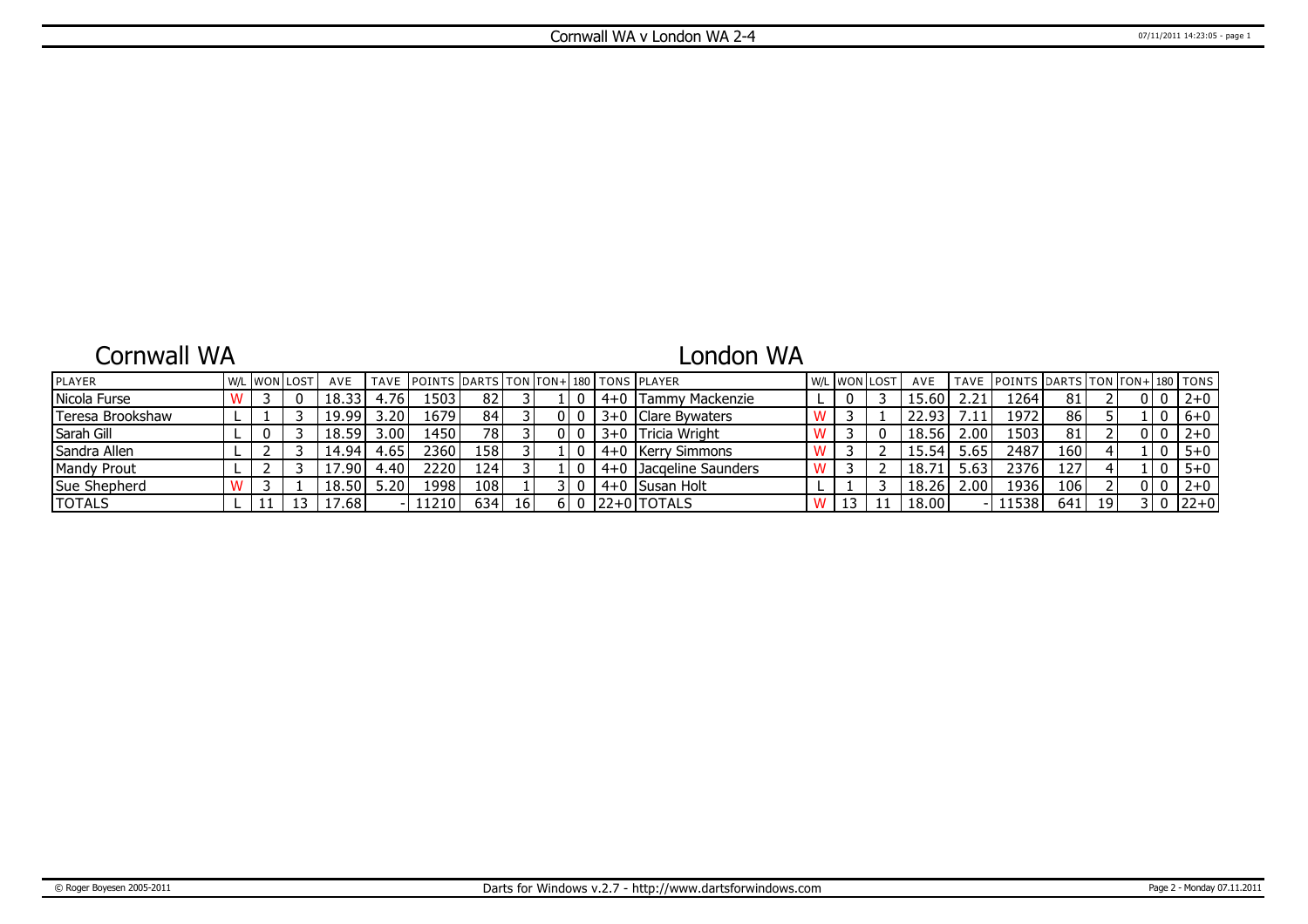# Cornwall WA v London WA 2-4

## Cornwall WA

## London WA

| PLAYER | W/L | WON | LOST | AVE | TAVE | POINTS | DARTS | TON | TON+ | 180 | TONS | PLAYER | W/L | WON | LOST | AVE | TAVE | POINTS | DARTS | TON | TON+ | 180 | TONS |
|---|---|---|---|---|---|---|---|---|---|---|---|---|---|---|---|---|---|---|---|---|---|---|---|
| Nicola Furse | W | 3 | 0 | 18.33 | 4.76 | 1503 | 82 | 3 | 1 | 0 | 4+0 | Tammy Mackenzie | L | 0 | 3 | 15.60 | 2.21 | 1264 | 81 | 2 | 0 | 0 | 2+0 |
| Teresa Brookshaw | L | 1 | 3 | 19.99 | 3.20 | 1679 | 84 | 3 | 0 | 0 | 3+0 | Clare Bywaters | W | 3 | 1 | 22.93 | 7.11 | 1972 | 86 | 5 | 1 | 0 | 6+0 |
| Sarah Gill | L | 0 | 3 | 18.59 | 3.00 | 1450 | 78 | 3 | 0 | 0 | 3+0 | Tricia Wright | W | 3 | 0 | 18.56 | 2.00 | 1503 | 81 | 2 | 0 | 0 | 2+0 |
| Sandra Allen | L | 2 | 3 | 14.94 | 4.65 | 2360 | 158 | 3 | 1 | 0 | 4+0 | Kerry Simmons | W | 3 | 2 | 15.54 | 5.65 | 2487 | 160 | 4 | 1 | 0 | 5+0 |
| Mandy Prout | L | 2 | 3 | 17.90 | 4.40 | 2220 | 124 | 3 | 1 | 0 | 4+0 | Jacqeline Saunders | W | 3 | 2 | 18.71 | 5.63 | 2376 | 127 | 4 | 1 | 0 | 5+0 |
| Sue Shepherd | W | 3 | 1 | 18.50 | 5.20 | 1998 | 108 | 1 | 3 | 0 | 4+0 | Susan Holt | L | 1 | 3 | 18.26 | 2.00 | 1936 | 106 | 2 | 0 | 0 | 2+0 |
| TOTALS | L | 11 | 13 | 17.68 | - | 11210 | 634 | 16 | 6 | 0 | 22+0 | TOTALS | W | 13 | 11 | 18.00 | - | 11538 | 641 | 19 | 3 | 0 | 22+0 |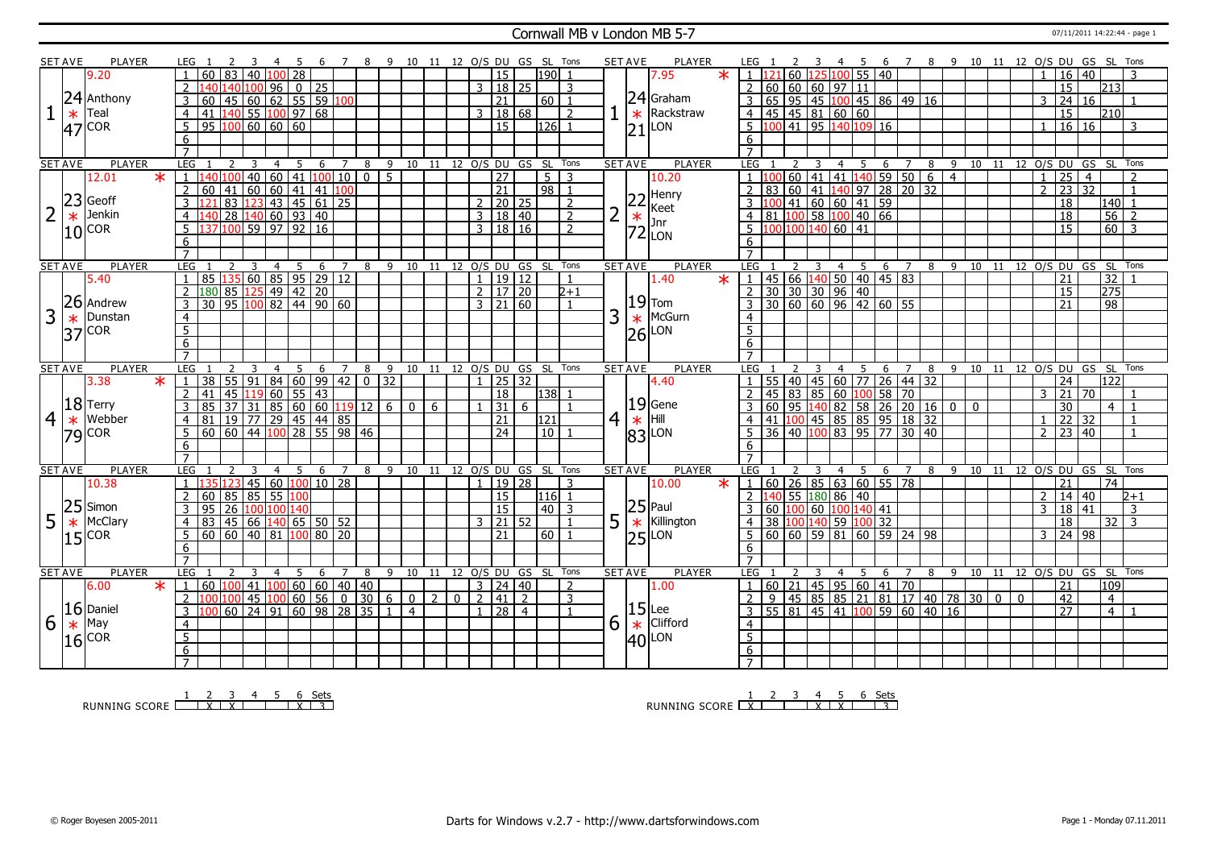# Cornwall MB v London MB 5-7

| SET | AVE | PLAYER | LEG | 1 | 2 | 3 | 4 | 5 | 6 | 7 | 8 | 9 | 10 | 11 | 12 | O/S | DU | GS | SL | Tons |
|---|---|---|---|---|---|---|---|---|---|---|---|---|---|---|---|---|---|---|---|---|
| 1 | 9.20 / 24.47 | Anthony Teal (COR) * | 1 | 60 | 83 | 40 | 100 | 28 | | | | | | | | | 15 | | 190 | 1 |
| | | | 2 | 140 | 140 | 100 | 96 | 0 | 25 | | | | | | | 3 | 18 | 25 | | 3 |
| | | | 3 | 60 | 45 | 60 | 62 | 55 | 59 | 100 | | | | | | | 21 | | 60 | 1 |
| | | | 4 | 41 | 140 | 55 | 100 | 97 | 68 | | | | | | | 3 | 18 | 68 | | 2 |
| | | | 5 | 95 | 100 | 60 | 60 | 60 | | | | | | | | | 15 | | 126 | 1 |
| 2 | 12.01 / 23.10 | Geoff Jenkin (COR) * | 1 | 140 | 100 | 40 | 60 | 41 | 100 | 10 | 0 | 5 | | | | | 27 | | 5 | 3 |
| | | | 2 | 60 | 41 | 60 | 60 | 41 | 41 | 100 | | | | | | | 21 | | 98 | 1 |
| | | | 3 | 121 | 83 | 123 | 43 | 45 | 61 | 25 | | | | | | 2 | 20 | 25 | | 2 |
| | | | 4 | 140 | 28 | 140 | 60 | 93 | 40 | | | | | | | 3 | 18 | 40 | | 2 |
| | | | 5 | 137 | 100 | 59 | 97 | 92 | 16 | | | | | | | 3 | 18 | 16 | | 2 |
| 3 | 5.40 / 26.37 | Andrew Dunstan (COR) * | 1 | 85 | 135 | 60 | 85 | 95 | 29 | 12 | | | | | | 1 | 19 | 12 | | 1 |
| | | | 2 | 180 | 85 | 125 | 49 | 42 | 20 | | | | | | | 2 | 17 | 20 | | 2+1 |
| | | | 3 | 30 | 95 | 100 | 82 | 44 | 90 | 60 | | | | | | 3 | 21 | 60 | | 1 |
| 4 | 3.38 / 18.79 | Terry Webber (COR) * | 1 | 38 | 55 | 91 | 84 | 60 | 99 | 42 | 0 | 32 | | | | 1 | 25 | 32 | | |
| | | | 2 | 41 | 45 | 119 | 60 | 55 | 43 | | | | | | | | 18 | | 138 | 1 |
| | | | 3 | 85 | 37 | 31 | 85 | 60 | 60 | 119 | 12 | 6 | 0 | 6 | | 1 | 31 | 6 | | 1 |
| | | | 4 | 81 | 19 | 77 | 29 | 45 | 44 | 85 | | | | | | | 21 | | 121 | |
| | | | 5 | 60 | 60 | 44 | 100 | 28 | 55 | 98 | 46 | | | | | | 24 | | 10 | 1 |
| 5 | 10.38 / 25.15 | Simon McClary (COR) * | 1 | 135 | 123 | 45 | 60 | 100 | 10 | 28 | | | | | | 1 | 19 | 28 | | 3 |
| | | | 2 | 60 | 85 | 85 | 55 | 100 | | | | | | | | | 15 | | 116 | 1 |
| | | | 3 | 95 | 26 | 100 | 100 | 140 | | | | | | | | | 15 | | 40 | 3 |
| | | | 4 | 83 | 45 | 66 | 140 | 65 | 50 | 52 | | | | | | 3 | 21 | 52 | | 1 |
| | | | 5 | 60 | 60 | 40 | 81 | 100 | 80 | 20 | | | | | | | 21 | | 60 | 1 |
| 6 | 6.00 / 16.16 | Daniel May (COR) * | 1 | 60 | 100 | 41 | 100 | 60 | 60 | 40 | 40 | | | | | 3 | 24 | 40 | | 2 |
| | | | 2 | 100 | 100 | 45 | 100 | 60 | 56 | 0 | 30 | 6 | 0 | 2 | 0 | 2 | 41 | 2 | | 3 |
| | | | 3 | 100 | 60 | 24 | 91 | 60 | 98 | 28 | 35 | 1 | 4 | | | 1 | 28 | 4 | | 1 |

| SET | AVE | PLAYER | LEG | 1 | 2 | 3 | 4 | 5 | 6 | 7 | 8 | 9 | 10 | 11 | 12 | O/S | DU | GS | SL | Tons |
|---|---|---|---|---|---|---|---|---|---|---|---|---|---|---|---|---|---|---|---|---|
| 1 | 7.95 / 24.21 | Graham Rackstraw (LON) * | 1 | 121 | 60 | 125 | 100 | 55 | 40 | | | | | | | 1 | 16 | 40 | | 3 |
| | | | 2 | 60 | 60 | 60 | 97 | 11 | | | | | | | | | 15 | | 213 | |
| | | | 3 | 65 | 95 | 45 | 100 | 45 | 86 | 49 | 16 | | | | | 3 | 24 | 16 | | 1 |
| | | | 4 | 45 | 45 | 81 | 60 | 60 | | | | | | | | | 15 | | 210 | |
| | | | 5 | 100 | 41 | 95 | 140 | 109 | 16 | | | | | | | 1 | 16 | 16 | | 3 |
| 2 | 10.20 / 22.72 | Henry Keet Jnr (LON) * | 1 | 100 | 60 | 41 | 41 | 140 | 59 | 50 | 6 | 4 | | | | 1 | 25 | 4 | | 2 |
| | | | 2 | 83 | 60 | 41 | 140 | 97 | 28 | 20 | 32 | | | | | 2 | 23 | 32 | | 1 |
| | | | 3 | 100 | 41 | 60 | 60 | 41 | 59 | | | | | | | | 18 | | 140 | 1 |
| | | | 4 | 81 | 100 | 58 | 100 | 40 | 66 | | | | | | | | 18 | | 56 | 2 |
| | | | 5 | 100 | 100 | 140 | 60 | 41 | | | | | | | | | 15 | | 60 | 3 |
| 3 | 1.40 / 19.26 | Tom McGurn (LON) * | 1 | 45 | 66 | 140 | 50 | 40 | 45 | 83 | | | | | | | 21 | | 32 | 1 |
| | | | 2 | 30 | 30 | 30 | 96 | 40 | | | | | | | | | 15 | | 275 | |
| | | | 3 | 30 | 60 | 60 | 96 | 42 | 60 | 55 | | | | | | | 21 | | 98 | |
| 4 | 4.40 / 19.83 | Gene Hill (LON) * | 1 | 55 | 40 | 45 | 60 | 77 | 26 | 44 | 32 | | | | | | 24 | | 122 | |
| | | | 2 | 45 | 83 | 85 | 60 | 100 | 58 | 70 | | | | | | 3 | 21 | 70 | | 1 |
| | | | 3 | 60 | 95 | 140 | 82 | 58 | 26 | 20 | 16 | 0 | 0 | | | | 30 | | 4 | 1 |
| | | | 4 | 41 | 100 | 45 | 85 | 85 | 95 | 18 | 32 | | | | | 1 | 22 | 32 | | 1 |
| | | | 5 | 36 | 40 | 100 | 83 | 95 | 77 | 30 | 40 | | | | | 2 | 23 | 40 | | 1 |
| 5 | 10.00 / 25.25 | Paul Killington (LON) * | 1 | 60 | 26 | 85 | 63 | 60 | 55 | 78 | | | | | | | 21 | | 74 | |
| | | | 2 | 140 | 55 | 180 | 86 | 40 | | | | | | | | 2 | 14 | 40 | | 2+1 |
| | | | 3 | 60 | 100 | 60 | 100 | 140 | 41 | | | | | | | 3 | 18 | 41 | | 3 |
| | | | 4 | 38 | 100 | 140 | 59 | 100 | 32 | | | | | | | | 18 | | 32 | 3 |
| | | | 5 | 60 | 60 | 59 | 81 | 60 | 59 | 24 | 98 | | | | | 3 | 24 | 98 | | |
| 6 | 1.00 / 15.40 | Lee Clifford (LON) * | 1 | 60 | 21 | 45 | 95 | 60 | 41 | 70 | | | | | | | 21 | | 109 | |
| | | | 2 | 9 | 45 | 85 | 85 | 21 | 81 | 17 | 40 | 78 | 30 | 0 | 0 | | 42 | | 4 | |
| | | | 3 | 55 | 81 | 45 | 41 | 100 | 59 | 60 | 40 | 16 | | | | | 27 | | 4 | 1 |

RUNNING SCORE (COR): 1 | 2 X | 3 X | 4 | 5 | 6 X | Sets 3

RUNNING SCORE (LON): 1 X | 2 | 3 | 4 X | 5 X | 6 | Sets 3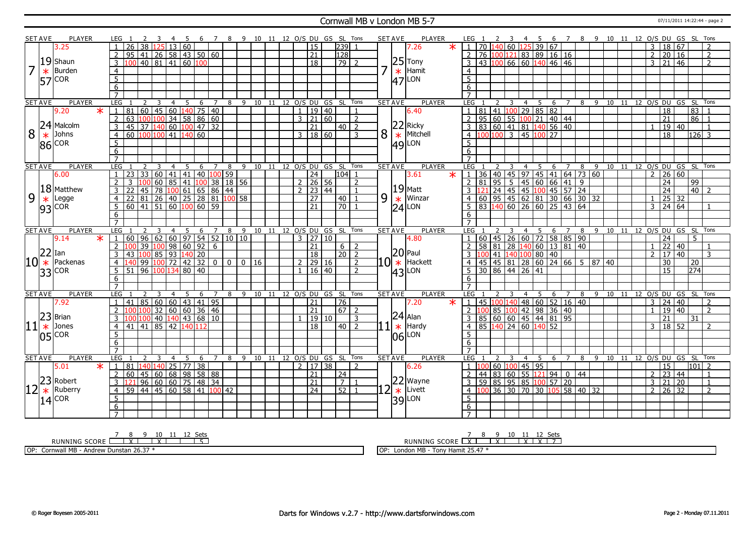# Cornwall MB v London MB 5-7

## Set 7

| SET AVE | PLAYER | LEG | 1 | 2 | 3 | 4 | 5 | 6 | 7 | 8 | 9 | 10 | 11 | 12 | O/S | DU | GS | SL | Tons |
|---|---|---|---|---|---|---|---|---|---|---|---|---|---|---|---|---|---|---|---|
| 3.25 | Shaun Burden * (COR) 19.57 | 1 | 26 | 38 | 125 | 13 | 60 | | | | | | | | | 15 | | 239 | 1 |
| | | 2 | 95 | 41 | 26 | 58 | 43 | 50 | 60 | | | | | | | 21 | | 128 | |
| | | 3 | 100 | 40 | 81 | 41 | 60 | 100 | | | | | | | | 18 | | 79 | 2 |

| SET AVE | PLAYER | LEG | 1 | 2 | 3 | 4 | 5 | 6 | 7 | 8 | 9 | 10 | 11 | 12 | O/S | DU | GS | SL | Tons |
|---|---|---|---|---|---|---|---|---|---|---|---|---|---|---|---|---|---|---|---|
| 7.26 * | Tony Hamit * (LON) 25.47 | 1 | 70 | 140 | 60 | 125 | 39 | 67 | | | | | | | 3 | 18 | 67 | | 2 |
| | | 2 | 76 | 100 | 121 | 83 | 89 | 16 | 16 | | | | | | 2 | 20 | 16 | | 2 |
| | | 3 | 43 | 100 | 66 | 60 | 140 | 46 | 46 | | | | | | 3 | 21 | 46 | | 2 |

## Set 8

| SET AVE | PLAYER | LEG | 1 | 2 | 3 | 4 | 5 | 6 | 7 | 8 | 9 | 10 | 11 | 12 | O/S | DU | GS | SL | Tons |
|---|---|---|---|---|---|---|---|---|---|---|---|---|---|---|---|---|---|---|---|
| 9.20 * | Malcolm Johns * (COR) 24.86 | 1 | 81 | 60 | 45 | 60 | 140 | 75 | 40 | | | | | | 1 | 19 | 40 | | 1 |
| | | 2 | 63 | 100 | 100 | 34 | 58 | 86 | 60 | | | | | | 3 | 21 | 60 | | 2 |
| | | 3 | 45 | 37 | 140 | 60 | 100 | 47 | 32 | | | | | | | 21 | | 40 | 2 |
| | | 4 | 60 | 100 | 100 | 41 | 140 | 60 | | | | | | | 3 | 18 | 60 | | 3 |

| SET AVE | PLAYER | LEG | 1 | 2 | 3 | 4 | 5 | 6 | 7 | 8 | 9 | 10 | 11 | 12 | O/S | DU | GS | SL | Tons |
|---|---|---|---|---|---|---|---|---|---|---|---|---|---|---|---|---|---|---|---|
| 6.40 | Ricky Mitchell * (LON) 22.49 | 1 | 81 | 41 | 100 | 29 | 85 | 82 | | | | | | | | 18 | | 83 | 1 |
| | | 2 | 95 | 60 | 55 | 100 | 21 | 40 | 44 | | | | | | | 21 | | 86 | 1 |
| | | 3 | 83 | 60 | 41 | 81 | 140 | 56 | 40 | | | | | | 1 | 19 | 40 | | 1 |
| | | 4 | 100 | 100 | 3 | 45 | 100 | 27 | | | | | | | | 18 | | 126 | 3 |

## Set 9

| SET AVE | PLAYER | LEG | 1 | 2 | 3 | 4 | 5 | 6 | 7 | 8 | 9 | 10 | 11 | 12 | O/S | DU | GS | SL | Tons |
|---|---|---|---|---|---|---|---|---|---|---|---|---|---|---|---|---|---|---|---|
| 6.00 | Matthew Legge * (COR) 18.93 | 1 | 23 | 33 | 60 | 41 | 41 | 40 | 100 | 59 | | | | | | 24 | | 104 | 1 |
| | | 2 | 3 | 100 | 60 | 85 | 41 | 100 | 38 | 18 | 56 | | | | 2 | 26 | 56 | | 2 |
| | | 3 | 22 | 45 | 78 | 100 | 61 | 65 | 86 | 44 | | | | | 2 | 23 | 44 | | 1 |
| | | 4 | 22 | 81 | 26 | 40 | 25 | 28 | 81 | 100 | 58 | | | | | 27 | | 40 | 1 |
| | | 5 | 60 | 41 | 51 | 60 | 100 | 60 | 59 | | | | | | | 21 | | 70 | 1 |

| SET AVE | PLAYER | LEG | 1 | 2 | 3 | 4 | 5 | 6 | 7 | 8 | 9 | 10 | 11 | 12 | O/S | DU | GS | SL | Tons |
|---|---|---|---|---|---|---|---|---|---|---|---|---|---|---|---|---|---|---|---|
| 3.61 * | Matt Winzar * (LON) 19.24 | 1 | 36 | 40 | 45 | 97 | 45 | 41 | 64 | 73 | 60 | | | | 2 | 26 | 60 | | |
| | | 2 | 81 | 95 | 5 | 45 | 60 | 66 | 41 | 9 | | | | | | 24 | | 99 | |
| | | 3 | 121 | 24 | 45 | 45 | 100 | 45 | 57 | 24 | | | | | | 24 | | 40 | 2 |
| | | 4 | 60 | 95 | 45 | 62 | 81 | 30 | 66 | 30 | 32 | | | | 1 | 25 | 32 | | |
| | | 5 | 83 | 140 | 60 | 26 | 60 | 25 | 43 | 64 | | | | | 3 | 24 | 64 | | 1 |

## Set 10

| SET AVE | PLAYER | LEG | 1 | 2 | 3 | 4 | 5 | 6 | 7 | 8 | 9 | 10 | 11 | 12 | O/S | DU | GS | SL | Tons |
|---|---|---|---|---|---|---|---|---|---|---|---|---|---|---|---|---|---|---|---|
| 9.14 * | Ian Packenas * (COR) 22.33 | 1 | 60 | 96 | 62 | 60 | 97 | 54 | 52 | 10 | 10 | | | | 3 | 27 | 10 | | |
| | | 2 | 100 | 39 | 100 | 98 | 60 | 92 | 6 | | | | | | | 21 | | 6 | 2 |
| | | 3 | 43 | 100 | 85 | 93 | 140 | 20 | | | | | | | | 18 | | 20 | 2 |
| | | 4 | 140 | 99 | 100 | 72 | 42 | 32 | 0 | 0 | 0 | 16 | | | 2 | 29 | 16 | | 2 |
| | | 5 | 51 | 96 | 100 | 134 | 80 | 40 | | | | | | | 1 | 16 | 40 | | 2 |

| SET AVE | PLAYER | LEG | 1 | 2 | 3 | 4 | 5 | 6 | 7 | 8 | 9 | 10 | 11 | 12 | O/S | DU | GS | SL | Tons |
|---|---|---|---|---|---|---|---|---|---|---|---|---|---|---|---|---|---|---|---|
| 4.80 | Paul Hackett * (LON) 20.43 | 1 | 60 | 45 | 26 | 60 | 72 | 58 | 85 | 90 | | | | | | 24 | | 5 | |
| | | 2 | 58 | 81 | 28 | 140 | 60 | 13 | 81 | 40 | | | | | 1 | 22 | 40 | | 1 |
| | | 3 | 100 | 41 | 140 | 100 | 80 | 40 | | | | | | | 2 | 17 | 40 | | 3 |
| | | 4 | 45 | 45 | 81 | 28 | 60 | 24 | 66 | 5 | 87 | 40 | | | | 30 | | 20 | |
| | | 5 | 30 | 86 | 44 | 26 | 41 | | | | | | | | | 15 | | 274 | |

## Set 11

| SET AVE | PLAYER | LEG | 1 | 2 | 3 | 4 | 5 | 6 | 7 | 8 | 9 | 10 | 11 | 12 | O/S | DU | GS | SL | Tons |
|---|---|---|---|---|---|---|---|---|---|---|---|---|---|---|---|---|---|---|---|
| 7.92 | Brian Jones * (COR) 23.05 | 1 | 41 | 85 | 60 | 60 | 43 | 41 | 95 | | | | | | | 21 | | 76 | |
| | | 2 | 100 | 100 | 32 | 60 | 60 | 36 | 46 | | | | | | | 21 | | 67 | 2 |
| | | 3 | 100 | 100 | 40 | 140 | 43 | 68 | 10 | | | | | | 1 | 19 | 10 | | 3 |
| | | 4 | 41 | 41 | 85 | 42 | 140 | 112 | | | | | | | | 18 | | 40 | 2 |

| SET AVE | PLAYER | LEG | 1 | 2 | 3 | 4 | 5 | 6 | 7 | 8 | 9 | 10 | 11 | 12 | O/S | DU | GS | SL | Tons |
|---|---|---|---|---|---|---|---|---|---|---|---|---|---|---|---|---|---|---|---|
| 7.20 * | Alan Hardy * (LON) 24.06 | 1 | 45 | 100 | 140 | 48 | 60 | 52 | 16 | 40 | | | | | 3 | 24 | 40 | | 2 |
| | | 2 | 100 | 85 | 100 | 42 | 98 | 36 | 40 | | | | | | 1 | 19 | 40 | | 2 |
| | | 3 | 85 | 60 | 60 | 45 | 44 | 81 | 95 | | | | | | | 21 | | 31 | |
| | | 4 | 85 | 140 | 24 | 60 | 140 | 52 | | | | | | | 3 | 18 | 52 | | 2 |

## Set 12

| SET AVE | PLAYER | LEG | 1 | 2 | 3 | 4 | 5 | 6 | 7 | 8 | 9 | 10 | 11 | 12 | O/S | DU | GS | SL | Tons |
|---|---|---|---|---|---|---|---|---|---|---|---|---|---|---|---|---|---|---|---|
| 5.01 * | Robert Ruberry * (COR) 23.14 | 1 | 81 | 140 | 140 | 25 | 77 | 38 | | | | | | | 2 | 17 | 38 | | 2 |
| | | 2 | 60 | 45 | 60 | 68 | 98 | 58 | 88 | | | | | | | 21 | | 24 | |
| | | 3 | 121 | 96 | 60 | 60 | 75 | 48 | 34 | | | | | | | 21 | | 7 | 1 |
| | | 4 | 59 | 44 | 45 | 60 | 58 | 41 | 100 | 42 | | | | | | 24 | | 52 | 1 |

| SET AVE | PLAYER | LEG | 1 | 2 | 3 | 4 | 5 | 6 | 7 | 8 | 9 | 10 | 11 | 12 | O/S | DU | GS | SL | Tons |
|---|---|---|---|---|---|---|---|---|---|---|---|---|---|---|---|---|---|---|---|
| 6.26 | Wayne Livett * (LON) 22.39 | 1 | 100 | 60 | 100 | 45 | 95 | | | | | | | | | 15 | | 101 | 2 |
| | | 2 | 44 | 83 | 60 | 55 | 121 | 94 | 0 | 44 | | | | | 2 | 23 | 44 | | 1 |
| | | 3 | 59 | 85 | 95 | 85 | 100 | 57 | 20 | | | | | | 3 | 21 | 20 | | 1 |
| | | 4 | 100 | 36 | 30 | 70 | 30 | 105 | 58 | 40 | 32 | | | | 2 | 26 | 32 | | 2 |

| RUNNING SCORE | 7 | 8 | 9 | 10 | 11 | 12 | Sets |
|---|---|---|---|---|---|---|---|
| Cornwall MB | | X | | X | | | 5 |
| London MB | X | | X | | X | X | 7 |

OP: Cornwall MB - Andrew Dunstan 26.37 *

OP: London MB - Tony Hamit 25.47 *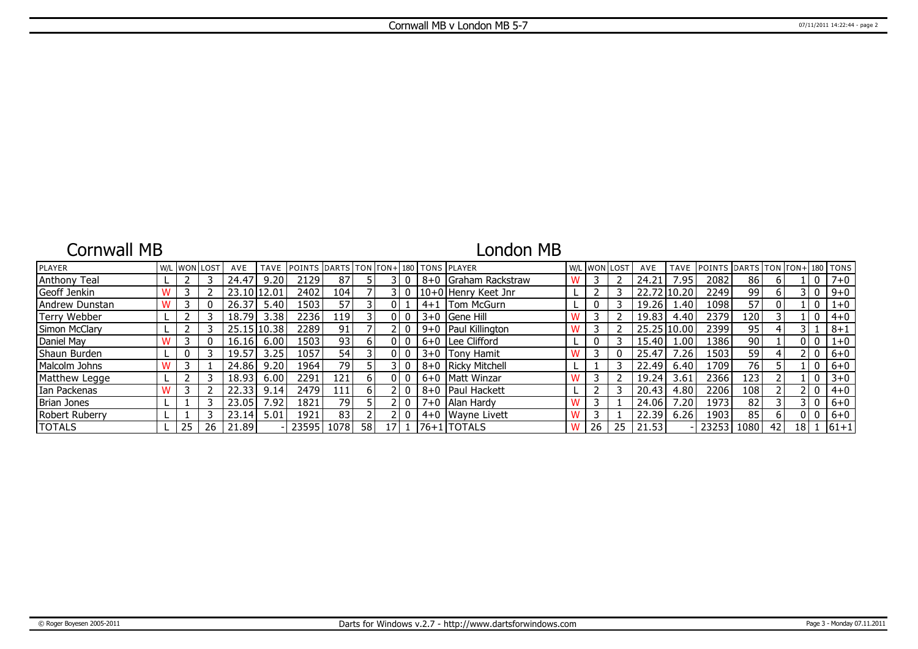# Cornwall MB v London MB 5-7

## Cornwall MB

## London MB

| PLAYER | W/L | WON | LOST | AVE | TAVE | POINTS | DARTS | TON | TON+ | 180 | TONS | PLAYER | W/L | WON | LOST | AVE | TAVE | POINTS | DARTS | TON | TON+ | 180 | TONS |
|---|---|---|---|---|---|---|---|---|---|---|---|---|---|---|---|---|---|---|---|---|---|---|---|
| Anthony Teal | L | 2 | 3 | 24.47 | 9.20 | 2129 | 87 | 5 | 3 | 0 | 8+0 | Graham Rackstraw | W | 3 | 2 | 24.21 | 7.95 | 2082 | 86 | 6 | 1 | 0 | 7+0 |
| Geoff Jenkin | W | 3 | 2 | 23.10 | 12.01 | 2402 | 104 | 7 | 3 | 0 | 10+0 | Henry Keet Jnr | L | 2 | 3 | 22.72 | 10.20 | 2249 | 99 | 6 | 3 | 0 | 9+0 |
| Andrew Dunstan | W | 3 | 0 | 26.37 | 5.40 | 1503 | 57 | 3 | 0 | 1 | 4+1 | Tom McGurn | L | 0 | 3 | 19.26 | 1.40 | 1098 | 57 | 0 | 1 | 0 | 1+0 |
| Terry Webber | L | 2 | 3 | 18.79 | 3.38 | 2236 | 119 | 3 | 0 | 0 | 3+0 | Gene Hill | W | 3 | 2 | 19.83 | 4.40 | 2379 | 120 | 3 | 1 | 0 | 4+0 |
| Simon McClary | L | 2 | 3 | 25.15 | 10.38 | 2289 | 91 | 7 | 2 | 0 | 9+0 | Paul Killington | W | 3 | 2 | 25.25 | 10.00 | 2399 | 95 | 4 | 3 | 1 | 8+1 |
| Daniel May | W | 3 | 0 | 16.16 | 6.00 | 1503 | 93 | 6 | 0 | 0 | 6+0 | Lee Clifford | L | 0 | 3 | 15.40 | 1.00 | 1386 | 90 | 1 | 0 | 0 | 1+0 |
| Shaun Burden | L | 0 | 3 | 19.57 | 3.25 | 1057 | 54 | 3 | 0 | 0 | 3+0 | Tony Hamit | W | 3 | 0 | 25.47 | 7.26 | 1503 | 59 | 4 | 2 | 0 | 6+0 |
| Malcolm Johns | W | 3 | 1 | 24.86 | 9.20 | 1964 | 79 | 5 | 3 | 0 | 8+0 | Ricky Mitchell | L | 1 | 3 | 22.49 | 6.40 | 1709 | 76 | 5 | 1 | 0 | 6+0 |
| Matthew Legge | L | 2 | 3 | 18.93 | 6.00 | 2291 | 121 | 6 | 0 | 0 | 6+0 | Matt Winzar | W | 3 | 2 | 19.24 | 3.61 | 2366 | 123 | 2 | 1 | 0 | 3+0 |
| Ian Packenas | W | 3 | 2 | 22.33 | 9.14 | 2479 | 111 | 6 | 2 | 0 | 8+0 | Paul Hackett | L | 2 | 3 | 20.43 | 4.80 | 2206 | 108 | 2 | 2 | 0 | 4+0 |
| Brian Jones | L | 1 | 3 | 23.05 | 7.92 | 1821 | 79 | 5 | 2 | 0 | 7+0 | Alan Hardy | W | 3 | 1 | 24.06 | 7.20 | 1973 | 82 | 3 | 3 | 0 | 6+0 |
| Robert Ruberry | L | 1 | 3 | 23.14 | 5.01 | 1921 | 83 | 2 | 2 | 0 | 4+0 | Wayne Livett | W | 3 | 1 | 22.39 | 6.26 | 1903 | 85 | 6 | 0 | 0 | 6+0 |
| TOTALS | L | 25 | 26 | 21.89 | - | 23595 | 1078 | 58 | 17 | 1 | 76+1 | TOTALS | W | 26 | 25 | 21.53 | - | 23253 | 1080 | 42 | 18 | 1 | 61+1 |

© Roger Boyesen 2005-2011 Darts for Windows v.2.7 - http://www.dartsforwindows.com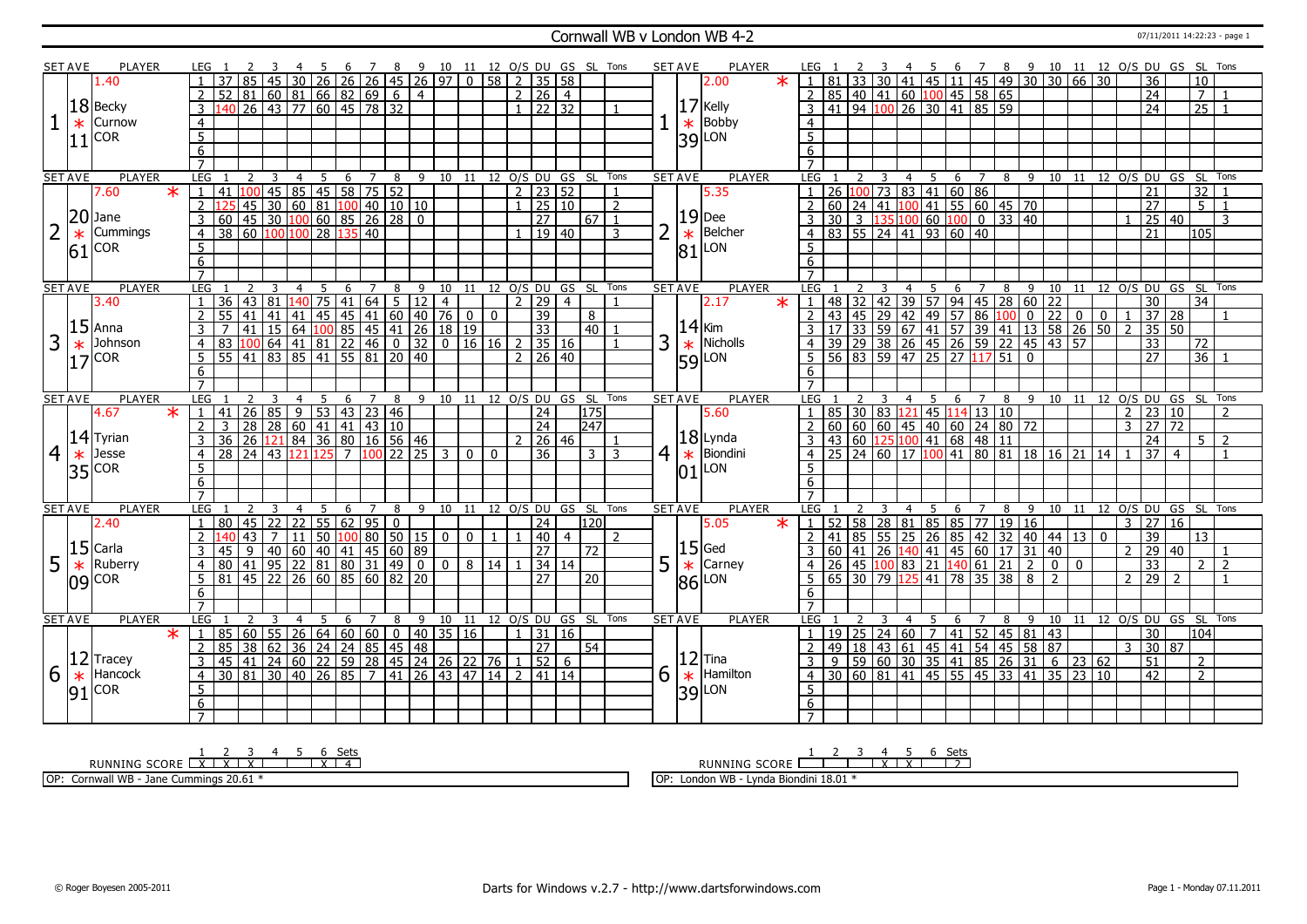# Cornwall WB v London WB 4-2

07/11/2011 14:22:23 - page 1

## Set 1

| SET AVE | PLAYER | LEG | 1 | 2 | 3 | 4 | 5 | 6 | 7 | 8 | 9 | 10 | 11 | 12 | O/S | DU | GS | SL | Tons |
|---|---|---|---|---|---|---|---|---|---|---|---|---|---|---|---|---|---|---|---|
| 18 | Becky Curnow (COR) | 1 | 37 | 85 | 45 | 30 | 26 | 26 | 26 | 45 | 26 | 97 | 0 | 58 | 2 | 35 | 58 | | |
| * | 1.40 | 2 | 52 | 81 | 60 | 81 | 66 | 82 | 69 | 6 | 4 | | | | 2 | 26 | 4 | | |
| 11 | | 3 | 140 | 26 | 43 | 77 | 60 | 45 | 78 | 32 | | | | | 1 | 22 | 32 | | 1 |

| SET AVE | PLAYER | LEG | 1 | 2 | 3 | 4 | 5 | 6 | 7 | 8 | 9 | 10 | 11 | 12 | O/S | DU | GS | SL | Tons |
|---|---|---|---|---|---|---|---|---|---|---|---|---|---|---|---|---|---|---|---|
| 17 | Kelly Bobby (LON) * | 1 | 81 | 33 | 30 | 41 | 45 | 11 | 45 | 49 | 30 | 30 | 66 | 30 | | 36 | | 10 | |
| * | 2.00 | 2 | 85 | 40 | 41 | 60 | 100 | 45 | 58 | 65 | | | | | | 24 | | 7 | 1 |
| 39 | | 3 | 41 | 94 | 100 | 26 | 30 | 41 | 85 | 59 | | | | | | 24 | | 25 | 1 |

## Set 2

| SET AVE | PLAYER | LEG | 1 | 2 | 3 | 4 | 5 | 6 | 7 | 8 | 9 | 10 | 11 | 12 | O/S | DU | GS | SL | Tons |
|---|---|---|---|---|---|---|---|---|---|---|---|---|---|---|---|---|---|---|---|
| 20 | Jane Cummings (COR) * | 1 | 41 | 100 | 45 | 85 | 45 | 58 | 75 | 52 | | | | | 2 | 23 | 52 | | 1 |
| * | 7.60 | 2 | 125 | 45 | 30 | 60 | 81 | 100 | 40 | 10 | 10 | | | | 1 | 25 | 10 | | 2 |
| 61 | | 3 | 60 | 45 | 30 | 100 | 60 | 85 | 26 | 28 | 0 | | | | | 27 | | 67 | 1 |
| | | 4 | 38 | 60 | 100 | 100 | 28 | 135 | 40 | | | | | | 1 | 19 | 40 | | 3 |

| SET AVE | PLAYER | LEG | 1 | 2 | 3 | 4 | 5 | 6 | 7 | 8 | 9 | 10 | 11 | 12 | O/S | DU | GS | SL | Tons |
|---|---|---|---|---|---|---|---|---|---|---|---|---|---|---|---|---|---|---|---|
| 19 | Dee Belcher (LON) | 1 | 26 | 100 | 73 | 83 | 41 | 60 | 86 | | | | | | | 21 | | 32 | 1 |
| * | 5.35 | 2 | 60 | 24 | 41 | 100 | 41 | 55 | 60 | 45 | 70 | | | | | 27 | | 5 | 1 |
| 81 | | 3 | 30 | 3 | 135 | 100 | 60 | 100 | 0 | 33 | 40 | | | | 1 | 25 | 40 | | 3 |
| | | 4 | 83 | 55 | 24 | 41 | 93 | 60 | 40 | | | | | | | 21 | | 105 | |

## Set 3

| SET AVE | PLAYER | LEG | 1 | 2 | 3 | 4 | 5 | 6 | 7 | 8 | 9 | 10 | 11 | 12 | O/S | DU | GS | SL | Tons |
|---|---|---|---|---|---|---|---|---|---|---|---|---|---|---|---|---|---|---|---|
| 15 | Anna Johnson (COR) | 1 | 36 | 43 | 81 | 140 | 75 | 41 | 64 | 5 | 12 | 4 | | | 2 | 29 | 4 | | 1 |
| * | 3.40 | 2 | 55 | 41 | 41 | 41 | 45 | 45 | 41 | 60 | 40 | 76 | 0 | 0 | | 39 | | 8 | |
| 17 | | 3 | 7 | 41 | 15 | 64 | 100 | 85 | 45 | 41 | 26 | 18 | 19 | | | 33 | | 40 | 1 |
| | | 4 | 83 | 100 | 64 | 41 | 81 | 22 | 46 | 0 | 32 | 0 | 16 | 16 | 2 | 35 | 16 | | 1 |
| | | 5 | 55 | 41 | 83 | 85 | 41 | 55 | 81 | 20 | 40 | | | | 2 | 26 | 40 | | |

| SET AVE | PLAYER | LEG | 1 | 2 | 3 | 4 | 5 | 6 | 7 | 8 | 9 | 10 | 11 | 12 | O/S | DU | GS | SL | Tons |
|---|---|---|---|---|---|---|---|---|---|---|---|---|---|---|---|---|---|---|---|
| 14 | Kim Nicholls (LON) * | 1 | 48 | 32 | 42 | 39 | 57 | 94 | 45 | 28 | 60 | 22 | | | | 30 | | 34 | |
| * | 2.17 | 2 | 43 | 45 | 29 | 42 | 49 | 57 | 86 | 100 | 0 | 22 | 0 | 0 | 1 | 37 | 28 | | 1 |
| 59 | | 3 | 17 | 33 | 59 | 67 | 41 | 57 | 39 | 41 | 13 | 58 | 26 | 50 | 2 | 35 | 50 | | |
| | | 4 | 39 | 29 | 38 | 26 | 45 | 26 | 59 | 22 | 45 | 43 | 57 | | | 33 | | 72 | |
| | | 5 | 56 | 83 | 59 | 47 | 25 | 27 | 117 | 51 | 0 | | | | | 27 | | 36 | 1 |

## Set 4

| SET AVE | PLAYER | LEG | 1 | 2 | 3 | 4 | 5 | 6 | 7 | 8 | 9 | 10 | 11 | 12 | O/S | DU | GS | SL | Tons |
|---|---|---|---|---|---|---|---|---|---|---|---|---|---|---|---|---|---|---|---|
| 14 | Tyrian Jesse (COR) * | 1 | 41 | 26 | 85 | 9 | 53 | 43 | 23 | 46 | | | | | | 24 | | 175 | |
| * | 4.67 | 2 | 3 | 28 | 28 | 60 | 41 | 41 | 43 | 10 | | | | | | 24 | | 247 | |
| 35 | | 3 | 36 | 26 | 121 | 84 | 36 | 80 | 16 | 56 | 46 | | | | 2 | 26 | 46 | | 1 |
| | | 4 | 28 | 24 | 43 | 121 | 125 | 7 | 100 | 22 | 25 | 3 | 0 | 0 | | 36 | | 3 | 3 |

| SET AVE | PLAYER | LEG | 1 | 2 | 3 | 4 | 5 | 6 | 7 | 8 | 9 | 10 | 11 | 12 | O/S | DU | GS | SL | Tons |
|---|---|---|---|---|---|---|---|---|---|---|---|---|---|---|---|---|---|---|---|
| 18 | Lynda Biondini (LON) | 1 | 85 | 30 | 83 | 121 | 45 | 114 | 13 | 10 | | | | | 2 | 23 | 10 | | 2 |
| * | 5.60 | 2 | 60 | 60 | 60 | 45 | 40 | 60 | 24 | 80 | 72 | | | | 3 | 27 | 72 | | |
| 01 | | 3 | 43 | 60 | 125 | 100 | 41 | 68 | 48 | 11 | | | | | | 24 | | 5 | 2 |
| | | 4 | 25 | 24 | 60 | 17 | 100 | 41 | 80 | 81 | 18 | 16 | 21 | 14 | 1 | 37 | 4 | | 1 |

## Set 5

| SET AVE | PLAYER | LEG | 1 | 2 | 3 | 4 | 5 | 6 | 7 | 8 | 9 | 10 | 11 | 12 | O/S | DU | GS | SL | Tons |
|---|---|---|---|---|---|---|---|---|---|---|---|---|---|---|---|---|---|---|---|
| 15 | Carla Ruberry (COR) | 1 | 80 | 45 | 22 | 22 | 55 | 62 | 95 | 0 | | | | | | 24 | | 120 | |
| * | 2.40 | 2 | 140 | 43 | 7 | 11 | 50 | 100 | 80 | 50 | 15 | 0 | 0 | 1 | 1 | 40 | 4 | | 2 |
| 09 | | 3 | 45 | 9 | 40 | 60 | 40 | 41 | 45 | 60 | 89 | | | | | 27 | | 72 | |
| | | 4 | 80 | 41 | 95 | 22 | 81 | 80 | 31 | 49 | 0 | 0 | 8 | 14 | 1 | 34 | 14 | | |
| | | 5 | 81 | 45 | 22 | 26 | 60 | 85 | 60 | 82 | 20 | | | | | 27 | | 20 | |

| SET AVE | PLAYER | LEG | 1 | 2 | 3 | 4 | 5 | 6 | 7 | 8 | 9 | 10 | 11 | 12 | O/S | DU | GS | SL | Tons |
|---|---|---|---|---|---|---|---|---|---|---|---|---|---|---|---|---|---|---|---|
| 15 | Ged Carney (LON) * | 1 | 52 | 58 | 28 | 81 | 85 | 85 | 77 | 19 | 16 | | | | 3 | 27 | 16 | | |
| * | 5.05 | 2 | 41 | 85 | 55 | 25 | 26 | 85 | 42 | 32 | 40 | 44 | 13 | 0 | | 39 | | 13 | |
| 86 | | 3 | 60 | 41 | 26 | 140 | 41 | 45 | 60 | 17 | 31 | 40 | | | 2 | 29 | 40 | | 1 |
| | | 4 | 26 | 45 | 100 | 83 | 21 | 140 | 61 | 21 | 2 | 0 | 0 | | | 33 | | 2 | 2 |
| | | 5 | 65 | 30 | 79 | 125 | 41 | 78 | 35 | 38 | 8 | 2 | | | 2 | 29 | 2 | | 1 |

## Set 6

| SET AVE | PLAYER | LEG | 1 | 2 | 3 | 4 | 5 | 6 | 7 | 8 | 9 | 10 | 11 | 12 | O/S | DU | GS | SL | Tons |
|---|---|---|---|---|---|---|---|---|---|---|---|---|---|---|---|---|---|---|---|
| 12 | Tracey Hancock (COR) * | 1 | 85 | 60 | 55 | 26 | 64 | 60 | 60 | 0 | 40 | 35 | 16 | | 1 | 31 | 16 | | |
| * | | 2 | 85 | 38 | 62 | 36 | 24 | 24 | 85 | 45 | 48 | | | | | 27 | | 54 | |
| 91 | | 3 | 45 | 41 | 24 | 60 | 22 | 59 | 28 | 45 | 24 | 26 | 22 | 76 | 1 | 52 | 6 | | |
| | | 4 | 30 | 81 | 30 | 40 | 26 | 85 | 7 | 41 | 26 | 43 | 47 | 14 | 2 | 41 | 14 | | |

| SET AVE | PLAYER | LEG | 1 | 2 | 3 | 4 | 5 | 6 | 7 | 8 | 9 | 10 | 11 | 12 | O/S | DU | GS | SL | Tons |
|---|---|---|---|---|---|---|---|---|---|---|---|---|---|---|---|---|---|---|---|
| 12 | Tina Hamilton (LON) | 1 | 19 | 25 | 24 | 60 | 7 | 41 | 52 | 45 | 81 | 43 | | | | 30 | | 104 | |
| * | | 2 | 49 | 18 | 43 | 61 | 45 | 41 | 54 | 45 | 58 | 87 | | | 3 | 30 | 87 | | |
| 39 | | 3 | 9 | 59 | 60 | 30 | 35 | 41 | 85 | 26 | 31 | 6 | 23 | 62 | | 51 | | 2 | |
| | | 4 | 30 | 60 | 81 | 41 | 45 | 55 | 45 | 33 | 41 | 35 | 23 | 10 | | 42 | | 2 | |

| RUNNING SCORE | 1 | 2 | 3 | 4 | 5 | 6 | Sets |
|---|---|---|---|---|---|---|---|
| Cornwall WB | X | X | X | | | X | 4 |
| London WB | | | | X | X | | 2 |

OP: Cornwall WB - Jane Cummings 20.61 *

OP: London WB - Lynda Biondini 18.01 *

© Roger Boyesen 2005-2011 — Darts for Windows v.2.7 - http://www.dartsforwindows.com — Page 1 - Monday 07.11.2011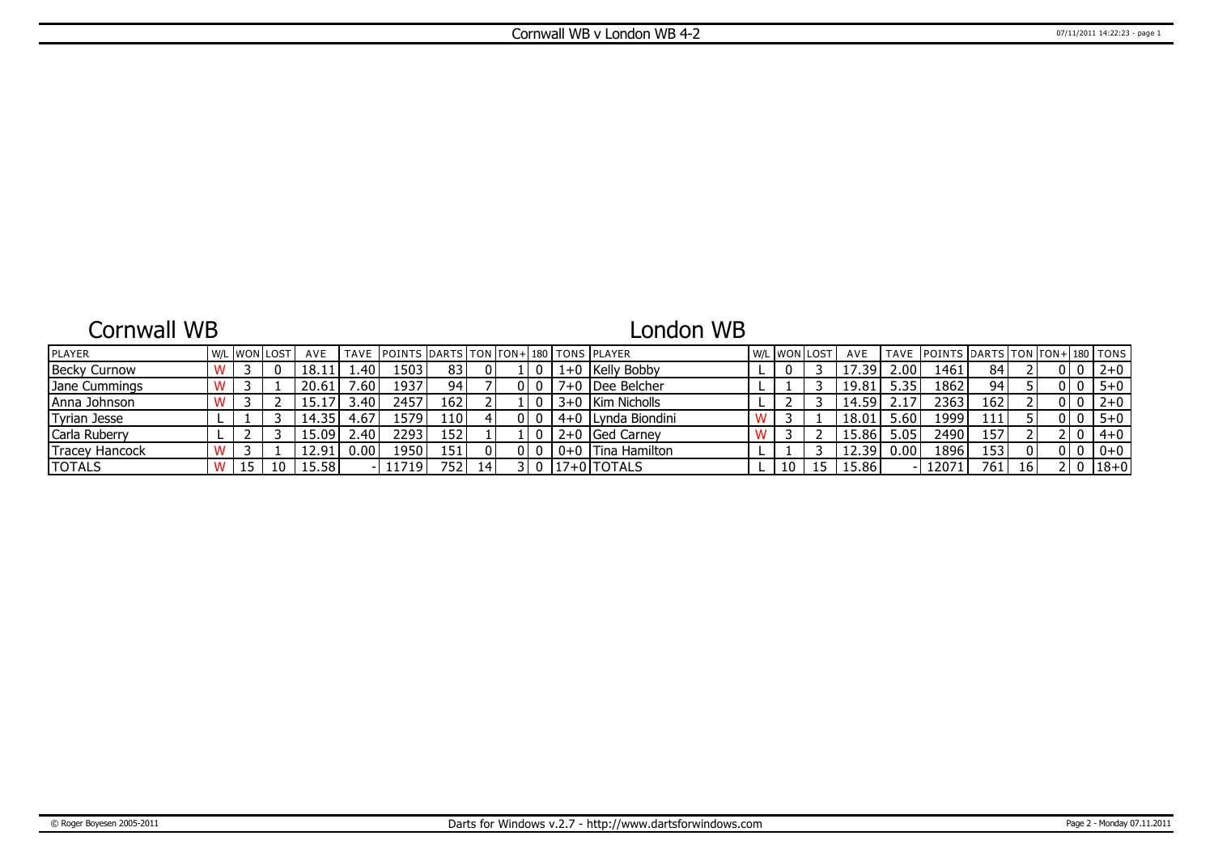# Cornwall WB v London WB 4-2

## Cornwall WB

## London WB

| PLAYER | W/L | WON | LOST | AVE | TAVE | POINTS | DARTS | TON | TON+ | 180 | TONS | PLAYER | W/L | WON | LOST | AVE | TAVE | POINTS | DARTS | TON | TON+ | 180 | TONS |
|---|---|---|---|---|---|---|---|---|---|---|---|---|---|---|---|---|---|---|---|---|---|---|---|
| Becky Curnow | W | 3 | 0 | 18.11 | 1.40 | 1503 | 83 | 0 | 1 | 0 | 1+0 | Kelly Bobby | L | 0 | 3 | 17.39 | 2.00 | 1461 | 84 | 2 | 0 | 0 | 2+0 |
| Jane Cummings | W | 3 | 1 | 20.61 | 7.60 | 1937 | 94 | 7 | 0 | 0 | 7+0 | Dee Belcher | L | 1 | 3 | 19.81 | 5.35 | 1862 | 94 | 5 | 0 | 0 | 5+0 |
| Anna Johnson | W | 3 | 2 | 15.17 | 3.40 | 2457 | 162 | 2 | 1 | 0 | 3+0 | Kim Nicholls | L | 2 | 3 | 14.59 | 2.17 | 2363 | 162 | 2 | 0 | 0 | 2+0 |
| Tyrian Jesse | L | 1 | 3 | 14.35 | 4.67 | 1579 | 110 | 4 | 0 | 0 | 4+0 | Lynda Biondini | W | 3 | 1 | 18.01 | 5.60 | 1999 | 111 | 5 | 0 | 0 | 5+0 |
| Carla Ruberry | L | 2 | 3 | 15.09 | 2.40 | 2293 | 152 | 1 | 1 | 0 | 2+0 | Ged Carney | W | 3 | 2 | 15.86 | 5.05 | 2490 | 157 | 2 | 2 | 0 | 4+0 |
| Tracey Hancock | W | 3 | 1 | 12.91 | 0.00 | 1950 | 151 | 0 | 0 | 0 | 0+0 | Tina Hamilton | L | 1 | 3 | 12.39 | 0.00 | 1896 | 153 | 0 | 0 | 0 | 0+0 |
| TOTALS | W | 15 | 10 | 15.58 | - | 11719 | 752 | 14 | 3 | 0 | 17+0 | TOTALS | L | 10 | 15 | 15.86 | - | 12071 | 761 | 16 | 2 | 0 | 18+0 |